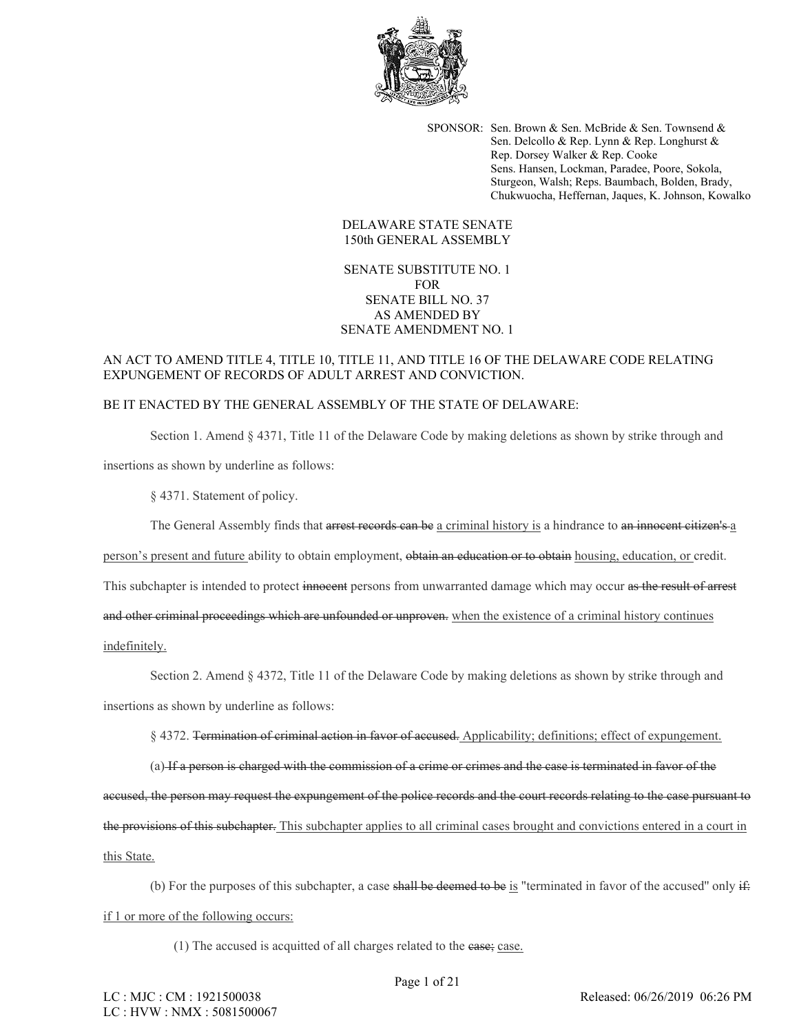SPONSOR: Sen. Brown & Sen. McBride & Sen. Townsend & Sen. Delcollo & Rep. Lynn & Rep. Longhurst & Rep. Dorsey Walker & Rep. Cooke
Sens. Hansen, Lockman, Paradee, Poore, Sokola, Sturgeon, Walsh; Reps. Baumbach, Bolden, Brady, Chukwuocha, Heffernan, Jaques, K. Johnson, Kowalko

DELAWARE STATE SENATE
150th GENERAL ASSEMBLY

SENATE SUBSTITUTE NO. 1
FOR
SENATE BILL NO. 37
AS AMENDED BY
SENATE AMENDMENT NO. 1

AN ACT TO AMEND TITLE 4, TITLE 10, TITLE 11, AND TITLE 16 OF THE DELAWARE CODE RELATING EXPUNGEMENT OF RECORDS OF ADULT ARREST AND CONVICTION.

BE IT ENACTED BY THE GENERAL ASSEMBLY OF THE STATE OF DELAWARE:

Section 1. Amend § 4371, Title 11 of the Delaware Code by making deletions as shown by strike through and insertions as shown by underline as follows:

§ 4371. Statement of policy.

The General Assembly finds that ~~arrest records can be~~ <u>a criminal history is</u> a hindrance to ~~an innocent citizen's~~ <u>a person's present and future</u> ability to obtain employment, ~~obtain an education or to obtain~~ <u>housing, education, or</u> credit. This subchapter is intended to protect ~~innocent~~ persons from unwarranted damage which may occur ~~as the result of arrest and other criminal proceedings which are unfounded or unproven.~~ <u>when the existence of a criminal history continues indefinitely.</u>

Section 2. Amend § 4372, Title 11 of the Delaware Code by making deletions as shown by strike through and insertions as shown by underline as follows:

§ 4372. ~~Termination of criminal action in favor of accused.~~ <u>Applicability; definitions; effect of expungement.</u>

(a) ~~If a person is charged with the commission of a crime or crimes and the case is terminated in favor of the accused, the person may request the expungement of the police records and the court records relating to the case pursuant to the provisions of this subchapter.~~ <u>This subchapter applies to all criminal cases brought and convictions entered in a court in this State.</u>

(b) For the purposes of this subchapter, a case ~~shall be deemed to be~~ <u>is</u> "terminated in favor of the accused" only ~~if:~~ <u>if 1 or more of the following occurs:</u>

(1) The accused is acquitted of all charges related to the ~~case;~~ <u>case.</u>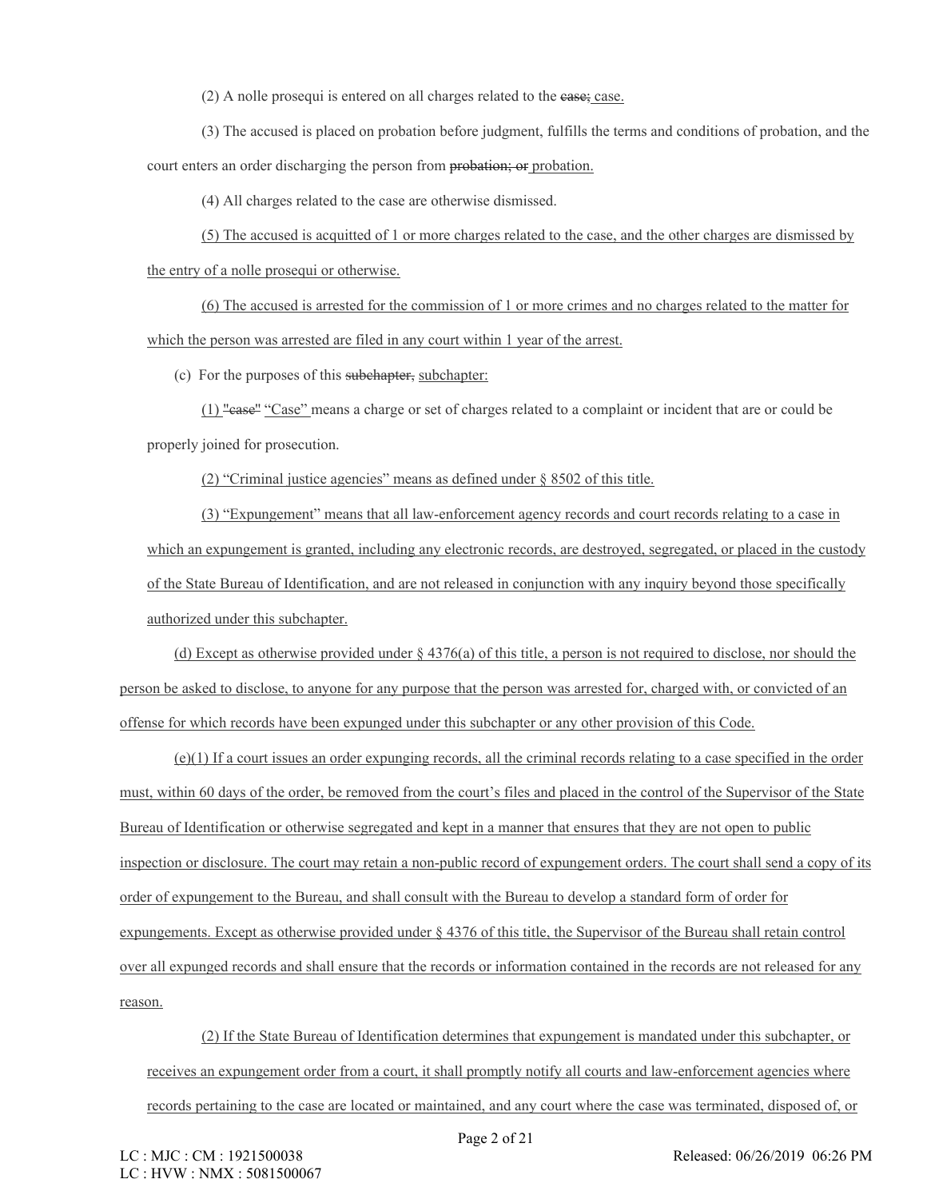(2) A nolle prosequi is entered on all charges related to the ~~case;~~ <u>case.</u>

(3) The accused is placed on probation before judgment, fulfills the terms and conditions of probation, and the court enters an order discharging the person from ~~probation; or~~ <u>probation.</u>

(4) All charges related to the case are otherwise dismissed.

<u>(5) The accused is acquitted of 1 or more charges related to the case, and the other charges are dismissed by the entry of a nolle prosequi or otherwise.</u>

<u>(6) The accused is arrested for the commission of 1 or more crimes and no charges related to the matter for which the person was arrested are filed in any court within 1 year of the arrest.</u>

(c) For the purposes of this ~~subchapter,~~ <u>subchapter:</u>

<u>(1)</u> ~~"case"~~ <u>"Case"</u> means a charge or set of charges related to a complaint or incident that are or could be properly joined for prosecution.

<u>(2) "Criminal justice agencies" means as defined under § 8502 of this title.</u>

<u>(3) "Expungement" means that all law-enforcement agency records and court records relating to a case in which an expungement is granted, including any electronic records, are destroyed, segregated, or placed in the custody of the State Bureau of Identification, and are not released in conjunction with any inquiry beyond those specifically authorized under this subchapter.</u>

<u>(d) Except as otherwise provided under § 4376(a) of this title, a person is not required to disclose, nor should the person be asked to disclose, to anyone for any purpose that the person was arrested for, charged with, or convicted of an offense for which records have been expunged under this subchapter or any other provision of this Code.</u>

<u>(e)(1) If a court issues an order expunging records, all the criminal records relating to a case specified in the order must, within 60 days of the order, be removed from the court's files and placed in the control of the Supervisor of the State Bureau of Identification or otherwise segregated and kept in a manner that ensures that they are not open to public inspection or disclosure. The court may retain a non-public record of expungement orders. The court shall send a copy of its order of expungement to the Bureau, and shall consult with the Bureau to develop a standard form of order for expungements. Except as otherwise provided under § 4376 of this title, the Supervisor of the Bureau shall retain control over all expunged records and shall ensure that the records or information contained in the records are not released for any reason.</u>

<u>(2) If the State Bureau of Identification determines that expungement is mandated under this subchapter, or receives an expungement order from a court, it shall promptly notify all courts and law-enforcement agencies where records pertaining to the case are located or maintained, and any court where the case was terminated, disposed of, or</u>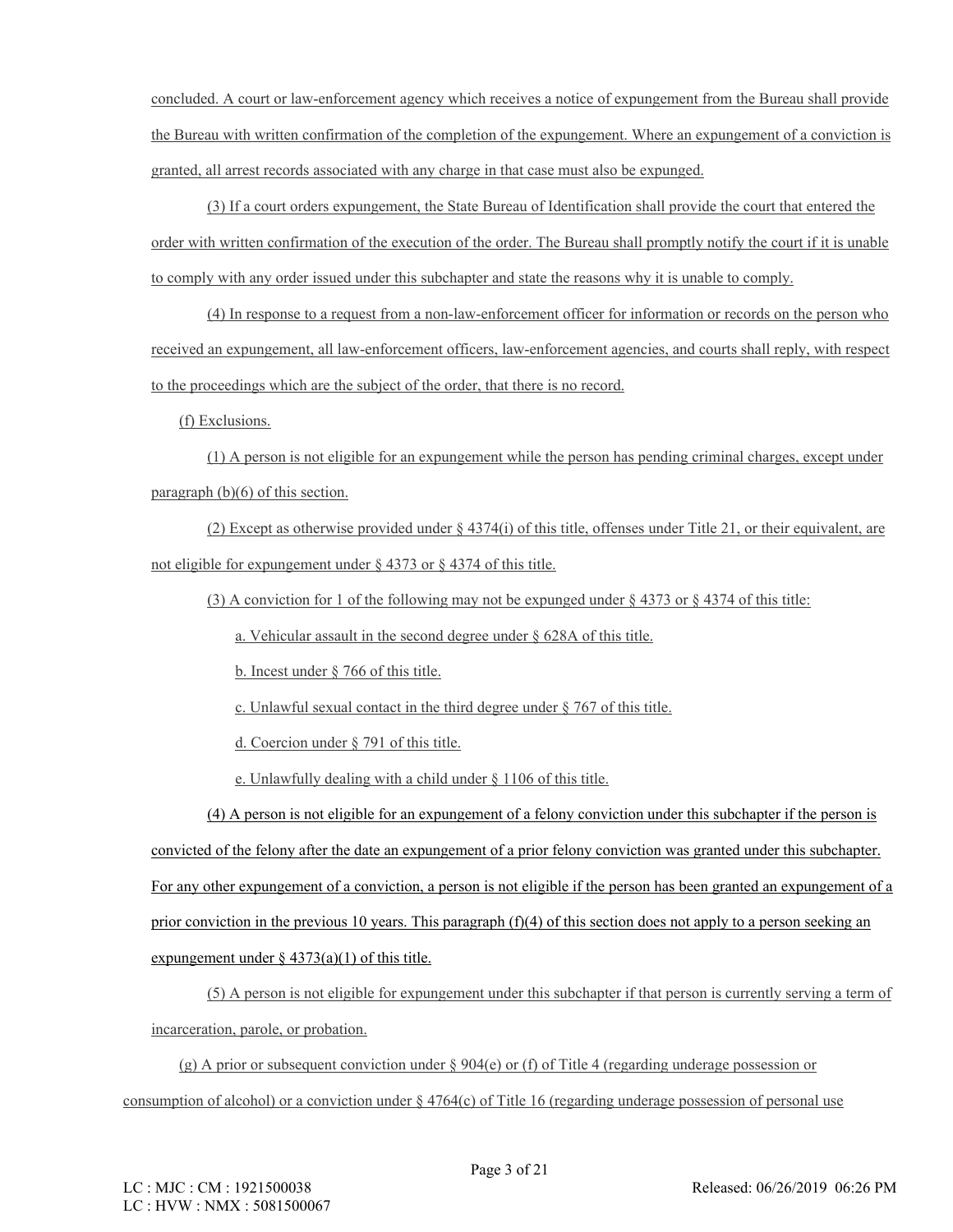concluded. A court or law-enforcement agency which receives a notice of expungement from the Bureau shall provide the Bureau with written confirmation of the completion of the expungement. Where an expungement of a conviction is granted, all arrest records associated with any charge in that case must also be expunged.

(3) If a court orders expungement, the State Bureau of Identification shall provide the court that entered the order with written confirmation of the execution of the order. The Bureau shall promptly notify the court if it is unable to comply with any order issued under this subchapter and state the reasons why it is unable to comply.

(4) In response to a request from a non-law-enforcement officer for information or records on the person who received an expungement, all law-enforcement officers, law-enforcement agencies, and courts shall reply, with respect to the proceedings which are the subject of the order, that there is no record.

(f) Exclusions.

(1) A person is not eligible for an expungement while the person has pending criminal charges, except under paragraph (b)(6) of this section.

(2) Except as otherwise provided under § 4374(i) of this title, offenses under Title 21, or their equivalent, are not eligible for expungement under § 4373 or § 4374 of this title.

(3) A conviction for 1 of the following may not be expunged under § 4373 or § 4374 of this title:

a. Vehicular assault in the second degree under § 628A of this title.

b. Incest under § 766 of this title.

c. Unlawful sexual contact in the third degree under § 767 of this title.

d. Coercion under § 791 of this title.

e. Unlawfully dealing with a child under § 1106 of this title.

(4) A person is not eligible for an expungement of a felony conviction under this subchapter if the person is convicted of the felony after the date an expungement of a prior felony conviction was granted under this subchapter. For any other expungement of a conviction, a person is not eligible if the person has been granted an expungement of a prior conviction in the previous 10 years. This paragraph (f)(4) of this section does not apply to a person seeking an expungement under § 4373(a)(1) of this title.

(5) A person is not eligible for expungement under this subchapter if that person is currently serving a term of incarceration, parole, or probation.

(g) A prior or subsequent conviction under § 904(e) or (f) of Title 4 (regarding underage possession or consumption of alcohol) or a conviction under § 4764(c) of Title 16 (regarding underage possession of personal use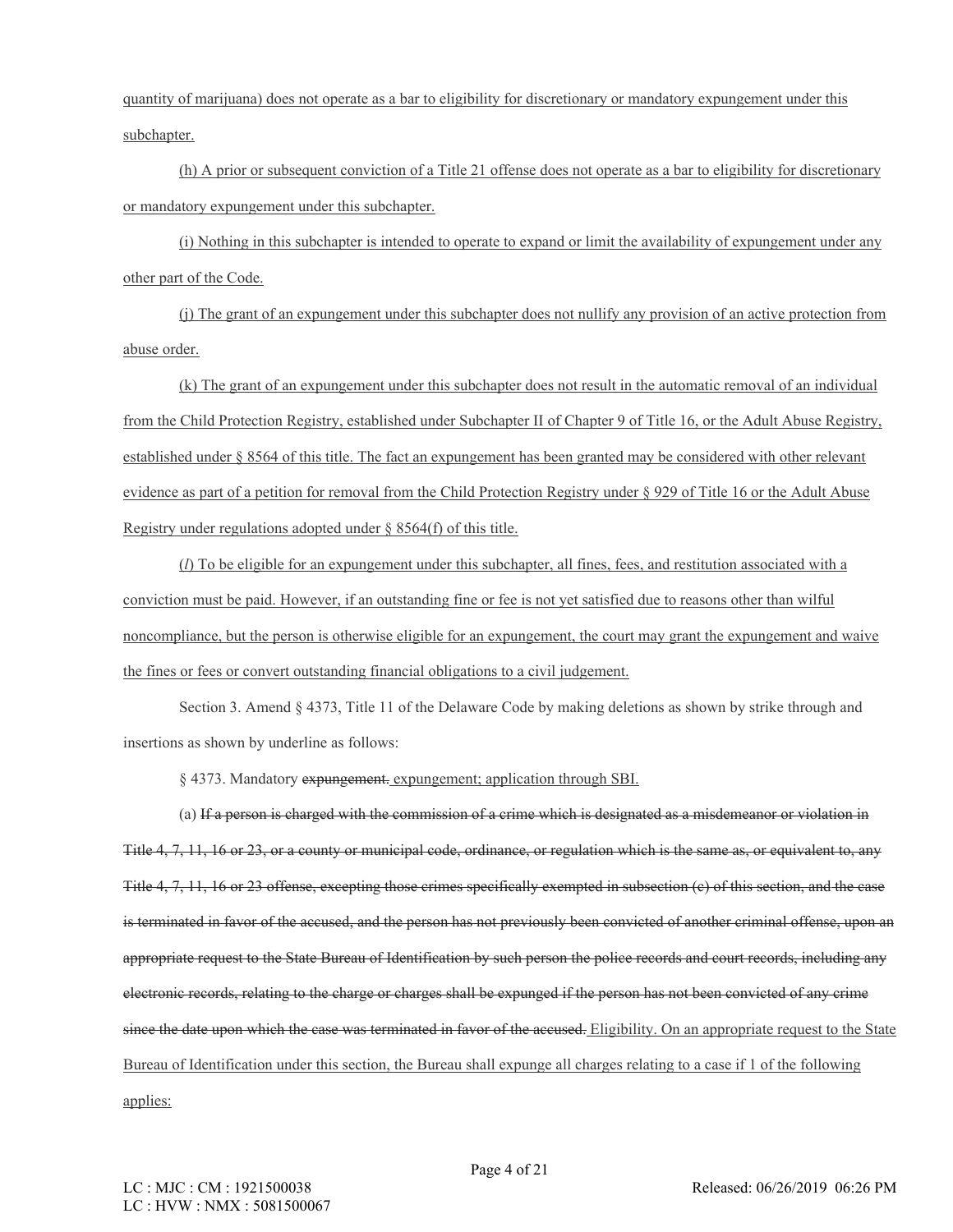quantity of marijuana) does not operate as a bar to eligibility for discretionary or mandatory expungement under this subchapter.

(h) A prior or subsequent conviction of a Title 21 offense does not operate as a bar to eligibility for discretionary or mandatory expungement under this subchapter.

(i) Nothing in this subchapter is intended to operate to expand or limit the availability of expungement under any other part of the Code.

(j) The grant of an expungement under this subchapter does not nullify any provision of an active protection from abuse order.

(k) The grant of an expungement under this subchapter does not result in the automatic removal of an individual from the Child Protection Registry, established under Subchapter II of Chapter 9 of Title 16, or the Adult Abuse Registry, established under § 8564 of this title. The fact an expungement has been granted may be considered with other relevant evidence as part of a petition for removal from the Child Protection Registry under § 929 of Title 16 or the Adult Abuse Registry under regulations adopted under § 8564(f) of this title.

(*l*) To be eligible for an expungement under this subchapter, all fines, fees, and restitution associated with a conviction must be paid. However, if an outstanding fine or fee is not yet satisfied due to reasons other than wilful noncompliance, but the person is otherwise eligible for an expungement, the court may grant the expungement and waive the fines or fees or convert outstanding financial obligations to a civil judgement.

Section 3. Amend § 4373, Title 11 of the Delaware Code by making deletions as shown by strike through and insertions as shown by underline as follows:

§ 4373. Mandatory ~~expungement.~~ expungement; application through SBI.

(a) ~~If a person is charged with the commission of a crime which is designated as a misdemeanor or violation in Title 4, 7, 11, 16 or 23, or a county or municipal code, ordinance, or regulation which is the same as, or equivalent to, any Title 4, 7, 11, 16 or 23 offense, excepting those crimes specifically exempted in subsection (c) of this section, and the case is terminated in favor of the accused, and the person has not previously been convicted of another criminal offense, upon an appropriate request to the State Bureau of Identification by such person the police records and court records, including any electronic records, relating to the charge or charges shall be expunged if the person has not been convicted of any crime since the date upon which the case was terminated in favor of the accused.~~ Eligibility. On an appropriate request to the State Bureau of Identification under this section, the Bureau shall expunge all charges relating to a case if 1 of the following applies: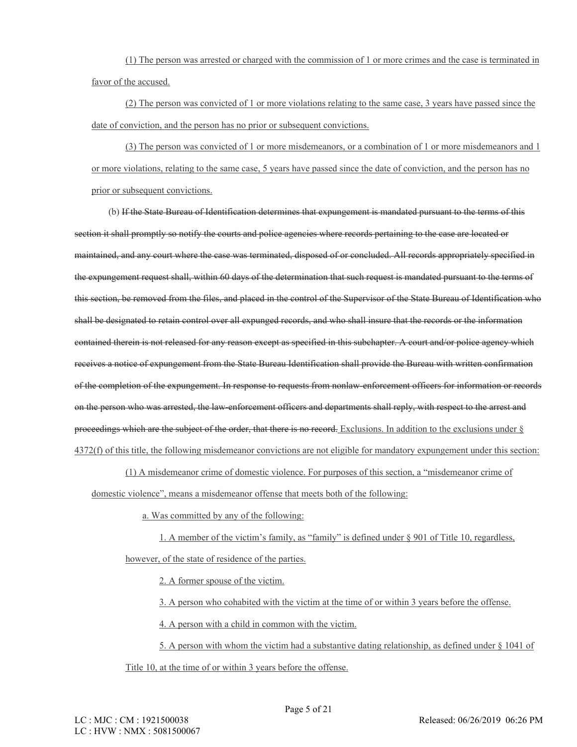(1) The person was arrested or charged with the commission of 1 or more crimes and the case is terminated in favor of the accused.

(2) The person was convicted of 1 or more violations relating to the same case, 3 years have passed since the date of conviction, and the person has no prior or subsequent convictions.

(3) The person was convicted of 1 or more misdemeanors, or a combination of 1 or more misdemeanors and 1 or more violations, relating to the same case, 5 years have passed since the date of conviction, and the person has no prior or subsequent convictions.

(b) ~~If the State Bureau of Identification determines that expungement is mandated pursuant to the terms of this section it shall promptly so notify the courts and police agencies where records pertaining to the case are located or maintained, and any court where the case was terminated, disposed of or concluded. All records appropriately specified in the expungement request shall, within 60 days of the determination that such request is mandated pursuant to the terms of this section, be removed from the files, and placed in the control of the Supervisor of the State Bureau of Identification who shall be designated to retain control over all expunged records, and who shall insure that the records or the information contained therein is not released for any reason except as specified in this subchapter. A court and/or police agency which receives a notice of expungement from the State Bureau Identification shall provide the Bureau with written confirmation of the completion of the expungement. In response to requests from nonlaw-enforcement officers for information or records on the person who was arrested, the law-enforcement officers and departments shall reply, with respect to the arrest and proceedings which are the subject of the order, that there is no record.~~ Exclusions. In addition to the exclusions under § 4372(f) of this title, the following misdemeanor convictions are not eligible for mandatory expungement under this section:

(1) A misdemeanor crime of domestic violence. For purposes of this section, a "misdemeanor crime of domestic violence", means a misdemeanor offense that meets both of the following:

a. Was committed by any of the following:

1. A member of the victim's family, as "family" is defined under § 901 of Title 10, regardless, however, of the state of residence of the parties.

2. A former spouse of the victim.

3. A person who cohabited with the victim at the time of or within 3 years before the offense.

4. A person with a child in common with the victim.

5. A person with whom the victim had a substantive dating relationship, as defined under § 1041 of Title 10, at the time of or within 3 years before the offense.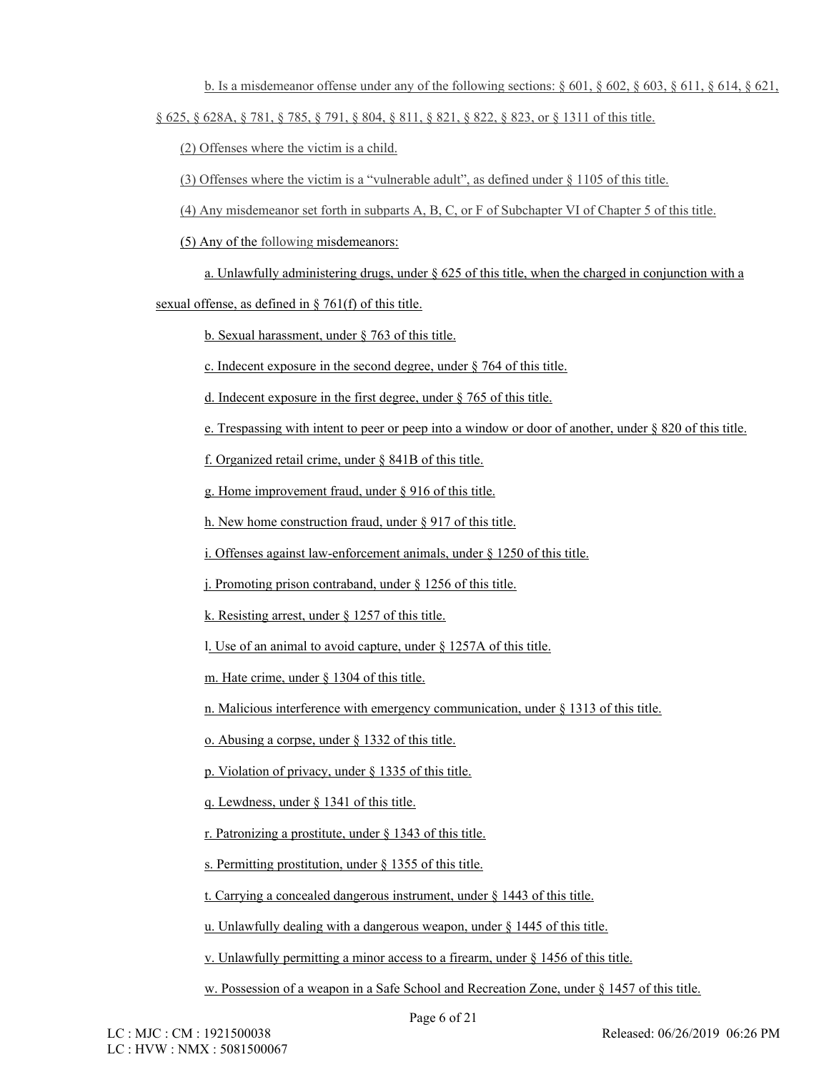b. Is a misdemeanor offense under any of the following sections: § 601, § 602, § 603, § 611, § 614, § 621, § 625, § 628A, § 781, § 785, § 791, § 804, § 811, § 821, § 822, § 823, or § 1311 of this title.

(2) Offenses where the victim is a child.

(3) Offenses where the victim is a "vulnerable adult", as defined under § 1105 of this title.

(4) Any misdemeanor set forth in subparts A, B, C, or F of Subchapter VI of Chapter 5 of this title.

(5) Any of the following misdemeanors:

a. Unlawfully administering drugs, under § 625 of this title, when the charged in conjunction with a sexual offense, as defined in § 761(f) of this title.

b. Sexual harassment, under § 763 of this title.

c. Indecent exposure in the second degree, under § 764 of this title.

d. Indecent exposure in the first degree, under § 765 of this title.

e. Trespassing with intent to peer or peep into a window or door of another, under § 820 of this title.

f. Organized retail crime, under § 841B of this title.

g. Home improvement fraud, under § 916 of this title.

h. New home construction fraud, under § 917 of this title.

i. Offenses against law-enforcement animals, under § 1250 of this title.

j. Promoting prison contraband, under § 1256 of this title.

k. Resisting arrest, under § 1257 of this title.

l. Use of an animal to avoid capture, under § 1257A of this title.

m. Hate crime, under § 1304 of this title.

n. Malicious interference with emergency communication, under § 1313 of this title.

o. Abusing a corpse, under § 1332 of this title.

p. Violation of privacy, under § 1335 of this title.

q. Lewdness, under § 1341 of this title.

r. Patronizing a prostitute, under § 1343 of this title.

s. Permitting prostitution, under § 1355 of this title.

t. Carrying a concealed dangerous instrument, under § 1443 of this title.

u. Unlawfully dealing with a dangerous weapon, under § 1445 of this title.

v. Unlawfully permitting a minor access to a firearm, under § 1456 of this title.

w. Possession of a weapon in a Safe School and Recreation Zone, under § 1457 of this title.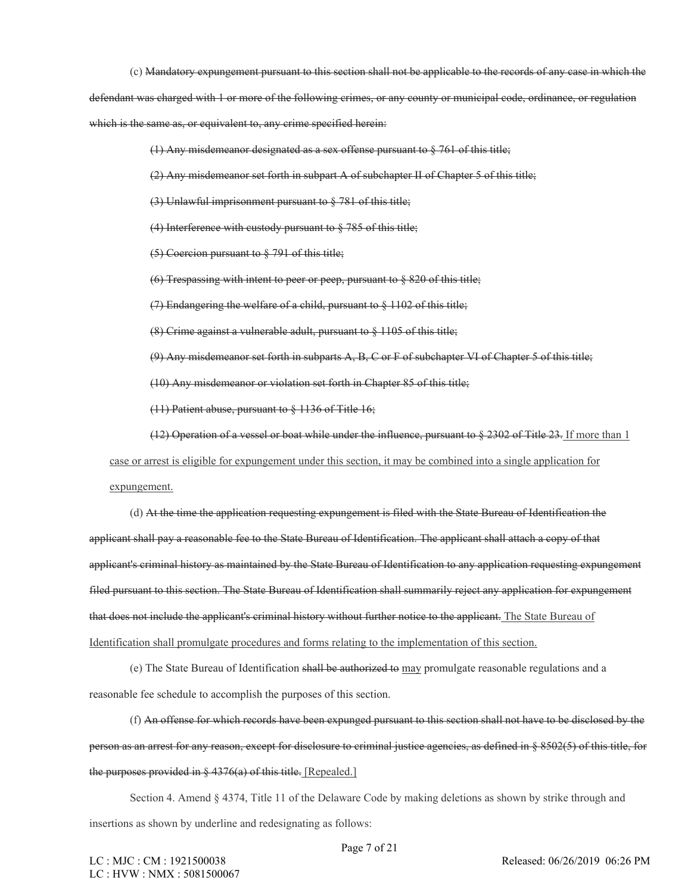(c) ~~Mandatory expungement pursuant to this section shall not be applicable to the records of any case in which the defendant was charged with 1 or more of the following crimes, or any county or municipal code, ordinance, or regulation which is the same as, or equivalent to, any crime specified herein:~~

~~(1) Any misdemeanor designated as a sex offense pursuant to § 761 of this title;~~

~~(2) Any misdemeanor set forth in subpart A of subchapter II of Chapter 5 of this title;~~

~~(3) Unlawful imprisonment pursuant to § 781 of this title;~~

~~(4) Interference with custody pursuant to § 785 of this title;~~

~~(5) Coercion pursuant to § 791 of this title;~~

~~(6) Trespassing with intent to peer or peep, pursuant to § 820 of this title;~~

~~(7) Endangering the welfare of a child, pursuant to § 1102 of this title;~~

~~(8) Crime against a vulnerable adult, pursuant to § 1105 of this title;~~

~~(9) Any misdemeanor set forth in subparts A, B, C or F of subchapter VI of Chapter 5 of this title;~~

~~(10) Any misdemeanor or violation set forth in Chapter 85 of this title;~~

~~(11) Patient abuse, pursuant to § 1136 of Title 16;~~

~~(12) Operation of a vessel or boat while under the influence, pursuant to § 2302 of Title 23.~~ <u>If more than 1 case or arrest is eligible for expungement under this section, it may be combined into a single application for expungement.</u>

(d) ~~At the time the application requesting expungement is filed with the State Bureau of Identification the applicant shall pay a reasonable fee to the State Bureau of Identification. The applicant shall attach a copy of that applicant's criminal history as maintained by the State Bureau of Identification to any application requesting expungement filed pursuant to this section. The State Bureau of Identification shall summarily reject any application for expungement that does not include the applicant's criminal history without further notice to the applicant.~~ <u>The State Bureau of Identification shall promulgate procedures and forms relating to the implementation of this section.</u>

(e) The State Bureau of Identification ~~shall be authorized to~~ <u>may</u> promulgate reasonable regulations and a reasonable fee schedule to accomplish the purposes of this section.

(f) ~~An offense for which records have been expunged pursuant to this section shall not have to be disclosed by the person as an arrest for any reason, except for disclosure to criminal justice agencies, as defined in § 8502(5) of this title, for the purposes provided in § 4376(a) of this title.~~ <u>[Repealed.]</u>

Section 4. Amend § 4374, Title 11 of the Delaware Code by making deletions as shown by strike through and insertions as shown by underline and redesignating as follows:

LC : MJC : CM : 1921500038
LC : HVW : NMX : 5081500067
Released: 06/26/2019 06:26 PM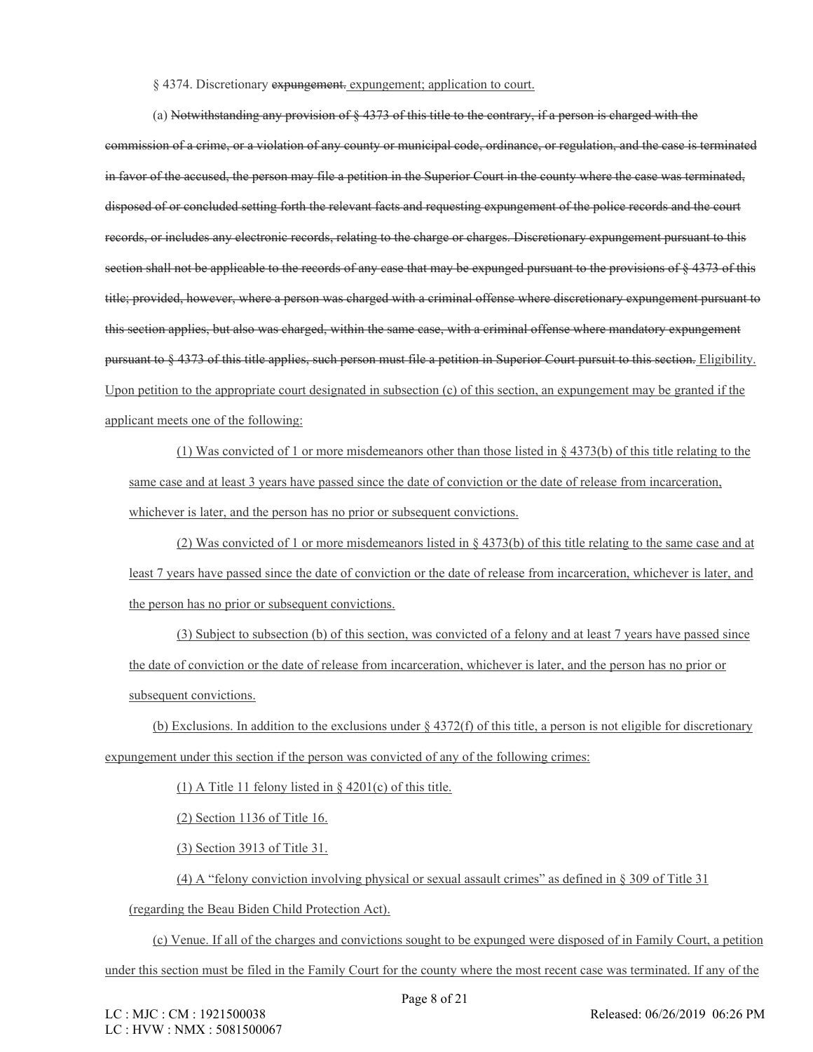§ 4374. Discretionary ~~expungement.~~ expungement; application to court.

(a) ~~Notwithstanding any provision of § 4373 of this title to the contrary, if a person is charged with the commission of a crime, or a violation of any county or municipal code, ordinance, or regulation, and the case is terminated in favor of the accused, the person may file a petition in the Superior Court in the county where the case was terminated, disposed of or concluded setting forth the relevant facts and requesting expungement of the police records and the court records, or includes any electronic records, relating to the charge or charges. Discretionary expungement pursuant to this section shall not be applicable to the records of any case that may be expunged pursuant to the provisions of § 4373 of this title; provided, however, where a person was charged with a criminal offense where discretionary expungement pursuant to this section applies, but also was charged, within the same case, with a criminal offense where mandatory expungement pursuant to § 4373 of this title applies, such person must file a petition in Superior Court pursuit to this section.~~ Eligibility. Upon petition to the appropriate court designated in subsection (c) of this section, an expungement may be granted if the applicant meets one of the following:

(1) Was convicted of 1 or more misdemeanors other than those listed in § 4373(b) of this title relating to the same case and at least 3 years have passed since the date of conviction or the date of release from incarceration, whichever is later, and the person has no prior or subsequent convictions.

(2) Was convicted of 1 or more misdemeanors listed in § 4373(b) of this title relating to the same case and at least 7 years have passed since the date of conviction or the date of release from incarceration, whichever is later, and the person has no prior or subsequent convictions.

(3) Subject to subsection (b) of this section, was convicted of a felony and at least 7 years have passed since the date of conviction or the date of release from incarceration, whichever is later, and the person has no prior or subsequent convictions.

(b) Exclusions. In addition to the exclusions under § 4372(f) of this title, a person is not eligible for discretionary expungement under this section if the person was convicted of any of the following crimes:

(1) A Title 11 felony listed in § 4201(c) of this title.

(2) Section 1136 of Title 16.

(3) Section 3913 of Title 31.

(4) A "felony conviction involving physical or sexual assault crimes" as defined in § 309 of Title 31 (regarding the Beau Biden Child Protection Act).

(c) Venue. If all of the charges and convictions sought to be expunged were disposed of in Family Court, a petition under this section must be filed in the Family Court for the county where the most recent case was terminated. If any of the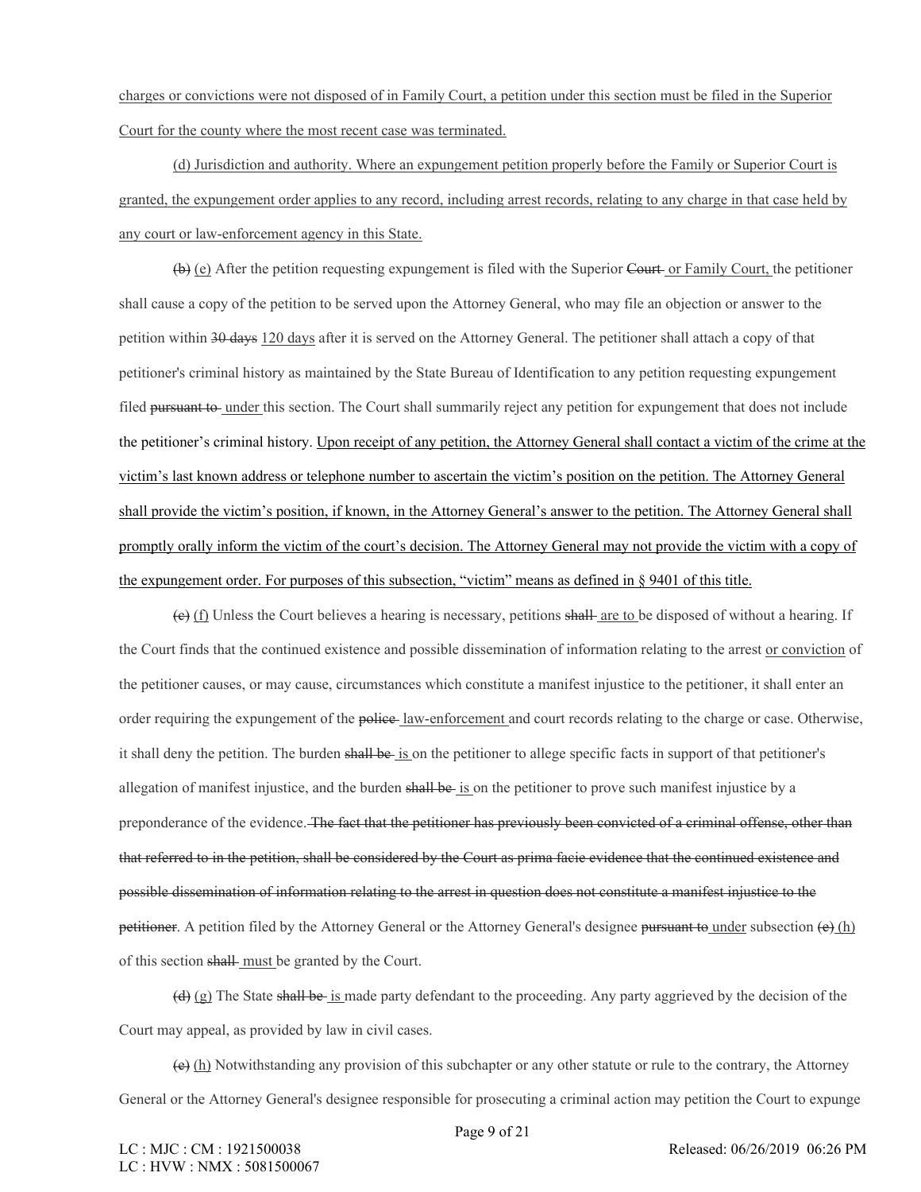charges or convictions were not disposed of in Family Court, a petition under this section must be filed in the Superior Court for the county where the most recent case was terminated.

(d) Jurisdiction and authority. Where an expungement petition properly before the Family or Superior Court is granted, the expungement order applies to any record, including arrest records, relating to any charge in that case held by any court or law-enforcement agency in this State.

~~(b)~~ (e) After the petition requesting expungement is filed with the Superior ~~Court~~ or Family Court, the petitioner shall cause a copy of the petition to be served upon the Attorney General, who may file an objection or answer to the petition within ~~30 days~~ 120 days after it is served on the Attorney General. The petitioner shall attach a copy of that petitioner's criminal history as maintained by the State Bureau of Identification to any petition requesting expungement filed ~~pursuant to~~ under this section. The Court shall summarily reject any petition for expungement that does not include the petitioner's criminal history. Upon receipt of any petition, the Attorney General shall contact a victim of the crime at the victim's last known address or telephone number to ascertain the victim's position on the petition. The Attorney General shall provide the victim's position, if known, in the Attorney General's answer to the petition. The Attorney General shall promptly orally inform the victim of the court's decision. The Attorney General may not provide the victim with a copy of the expungement order. For purposes of this subsection, "victim" means as defined in § 9401 of this title.

~~(c)~~ (f) Unless the Court believes a hearing is necessary, petitions ~~shall~~ are to be disposed of without a hearing. If the Court finds that the continued existence and possible dissemination of information relating to the arrest or conviction of the petitioner causes, or may cause, circumstances which constitute a manifest injustice to the petitioner, it shall enter an order requiring the expungement of the ~~police~~ law-enforcement and court records relating to the charge or case. Otherwise, it shall deny the petition. The burden ~~shall be~~ is on the petitioner to allege specific facts in support of that petitioner's allegation of manifest injustice, and the burden ~~shall be~~ is on the petitioner to prove such manifest injustice by a preponderance of the evidence. ~~The fact that the petitioner has previously been convicted of a criminal offense, other than that referred to in the petition, shall be considered by the Court as prima facie evidence that the continued existence and possible dissemination of information relating to the arrest in question does not constitute a manifest injustice to the petitioner~~. A petition filed by the Attorney General or the Attorney General's designee ~~pursuant to~~ under subsection ~~(e)~~ (h) of this section ~~shall~~ must be granted by the Court.

~~(d)~~ (g) The State ~~shall be~~ is made party defendant to the proceeding. Any party aggrieved by the decision of the Court may appeal, as provided by law in civil cases.

~~(e)~~ (h) Notwithstanding any provision of this subchapter or any other statute or rule to the contrary, the Attorney General or the Attorney General's designee responsible for prosecuting a criminal action may petition the Court to expunge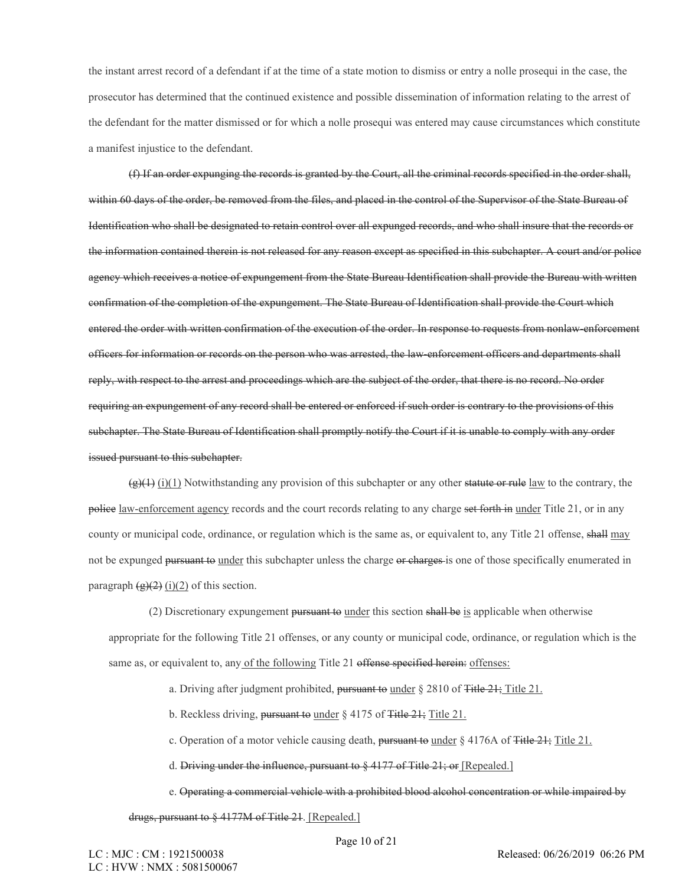the instant arrest record of a defendant if at the time of a state motion to dismiss or entry a nolle prosequi in the case, the prosecutor has determined that the continued existence and possible dissemination of information relating to the arrest of the defendant for the matter dismissed or for which a nolle prosequi was entered may cause circumstances which constitute a manifest injustice to the defendant.

~~(f) If an order expunging the records is granted by the Court, all the criminal records specified in the order shall, within 60 days of the order, be removed from the files, and placed in the control of the Supervisor of the State Bureau of Identification who shall be designated to retain control over all expunged records, and who shall insure that the records or the information contained therein is not released for any reason except as specified in this subchapter. A court and/or police agency which receives a notice of expungement from the State Bureau Identification shall provide the Bureau with written confirmation of the completion of the expungement. The State Bureau of Identification shall provide the Court which entered the order with written confirmation of the execution of the order. In response to requests from nonlaw-enforcement officers for information or records on the person who was arrested, the law-enforcement officers and departments shall reply, with respect to the arrest and proceedings which are the subject of the order, that there is no record. No order requiring an expungement of any record shall be entered or enforced if such order is contrary to the provisions of this subchapter. The State Bureau of Identification shall promptly notify the Court if it is unable to comply with any order issued pursuant to this subchapter.~~

~~(g)(1)~~ <u>(i)(1)</u> Notwithstanding any provision of this subchapter or any other ~~statute or rule~~ <u>law</u> to the contrary, the ~~police~~ <u>law-enforcement agency</u> records and the court records relating to any charge ~~set forth in~~ <u>under</u> Title 21, or in any county or municipal code, ordinance, or regulation which is the same as, or equivalent to, any Title 21 offense, ~~shall~~ <u>may</u> not be expunged ~~pursuant to~~ <u>under</u> this subchapter unless the charge ~~or charges~~ is one of those specifically enumerated in paragraph ~~(g)(2)~~ <u>(i)(2)</u> of this section.

(2) Discretionary expungement ~~pursuant to~~ <u>under</u> this section ~~shall be~~ <u>is</u> applicable when otherwise appropriate for the following Title 21 offenses, or any county or municipal code, ordinance, or regulation which is the same as, or equivalent to, any <u>of the following</u> Title 21 ~~offense specified herein:~~ <u>offenses:</u>

a. Driving after judgment prohibited, ~~pursuant to~~ <u>under</u> § 2810 of ~~Title 21;~~ <u>Title 21.</u>

b. Reckless driving, ~~pursuant to~~ <u>under</u> § 4175 of ~~Title 21;~~ <u>Title 21.</u>

c. Operation of a motor vehicle causing death, ~~pursuant to~~ <u>under</u> § 4176A of ~~Title 21;~~ <u>Title 21.</u>

d. ~~Driving under the influence, pursuant to § 4177 of Title 21; or~~ <u>[Repealed.]</u>

e. ~~Operating a commercial vehicle with a prohibited blood alcohol concentration or while impaired by drugs, pursuant to § 4177M of Title 21.~~ <u>[Repealed.]</u>

LC : MJC : CM : 1921500038
LC : HVW : NMX : 5081500067
Released: 06/26/2019 06:26 PM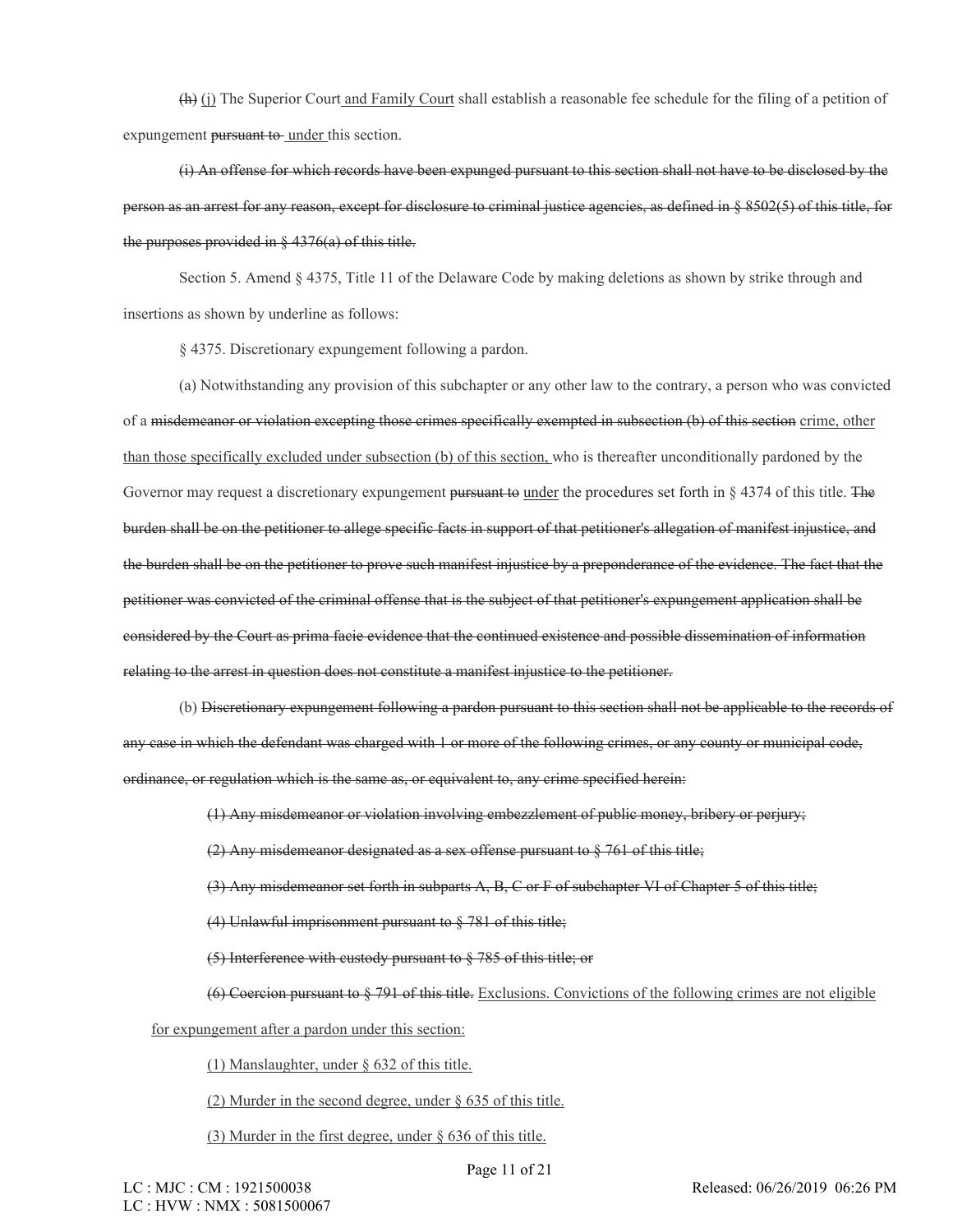~~(h)~~ <u>(j)</u> The Superior Court<u> and Family Court</u> shall establish a reasonable fee schedule for the filing of a petition of expungement ~~pursuant to~~ <u>under</u> this section.

~~(i) An offense for which records have been expunged pursuant to this section shall not have to be disclosed by the person as an arrest for any reason, except for disclosure to criminal justice agencies, as defined in § 8502(5) of this title, for the purposes provided in § 4376(a) of this title.~~

Section 5. Amend § 4375, Title 11 of the Delaware Code by making deletions as shown by strike through and insertions as shown by underline as follows:

§ 4375. Discretionary expungement following a pardon.

(a) Notwithstanding any provision of this subchapter or any other law to the contrary, a person who was convicted of a ~~misdemeanor or violation excepting those crimes specifically exempted in subsection (b) of this section~~ <u>crime, other than those specifically excluded under subsection (b) of this section,</u> who is thereafter unconditionally pardoned by the Governor may request a discretionary expungement ~~pursuant to~~ <u>under</u> the procedures set forth in § 4374 of this title. ~~The burden shall be on the petitioner to allege specific facts in support of that petitioner's allegation of manifest injustice, and the burden shall be on the petitioner to prove such manifest injustice by a preponderance of the evidence. The fact that the petitioner was convicted of the criminal offense that is the subject of that petitioner's expungement application shall be considered by the Court as prima facie evidence that the continued existence and possible dissemination of information relating to the arrest in question does not constitute a manifest injustice to the petitioner.~~

(b) ~~Discretionary expungement following a pardon pursuant to this section shall not be applicable to the records of any case in which the defendant was charged with 1 or more of the following crimes, or any county or municipal code, ordinance, or regulation which is the same as, or equivalent to, any crime specified herein:~~

~~(1) Any misdemeanor or violation involving embezzlement of public money, bribery or perjury;~~

~~(2) Any misdemeanor designated as a sex offense pursuant to § 761 of this title;~~

~~(3) Any misdemeanor set forth in subparts A, B, C or F of subchapter VI of Chapter 5 of this title;~~

~~(4) Unlawful imprisonment pursuant to § 781 of this title;~~

~~(5) Interference with custody pursuant to § 785 of this title; or~~

~~(6) Coercion pursuant to § 791 of this title.~~ <u>Exclusions. Convictions of the following crimes are not eligible for expungement after a pardon under this section:</u>

<u>(1) Manslaughter, under § 632 of this title.</u>

<u>(2) Murder in the second degree, under § 635 of this title.</u>

<u>(3) Murder in the first degree, under § 636 of this title.</u>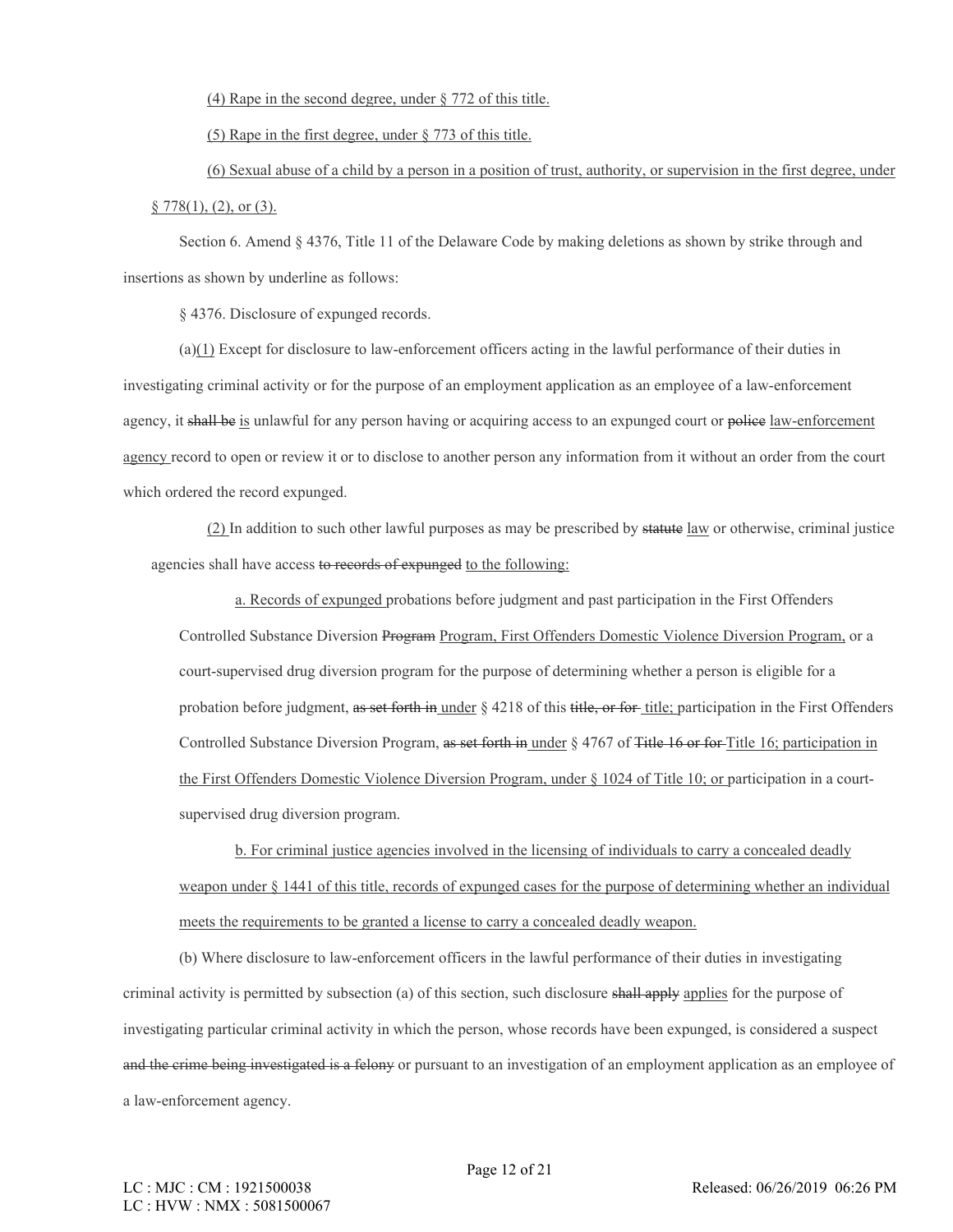<u>(4) Rape in the second degree, under § 772 of this title.</u>

<u>(5) Rape in the first degree, under § 773 of this title.</u>

<u>(6) Sexual abuse of a child by a person in a position of trust, authority, or supervision in the first degree, under § 778(1), (2), or (3).</u>

Section 6. Amend § 4376, Title 11 of the Delaware Code by making deletions as shown by strike through and insertions as shown by underline as follows:

§ 4376. Disclosure of expunged records.

(a)<u>(1)</u> Except for disclosure to law-enforcement officers acting in the lawful performance of their duties in investigating criminal activity or for the purpose of an employment application as an employee of a law-enforcement agency, it ~~shall be~~ <u>is</u> unlawful for any person having or acquiring access to an expunged court or ~~police~~ <u>law-enforcement agency</u> record to open or review it or to disclose to another person any information from it without an order from the court which ordered the record expunged.

<u>(2)</u> In addition to such other lawful purposes as may be prescribed by ~~statute~~ <u>law</u> or otherwise, criminal justice agencies shall have access ~~to records of expunged~~ <u>to the following:</u>

<u>a. Records of expunged</u> probations before judgment and past participation in the First Offenders Controlled Substance Diversion ~~Program~~ <u>Program, First Offenders Domestic Violence Diversion Program,</u> or a court-supervised drug diversion program for the purpose of determining whether a person is eligible for a probation before judgment, ~~as set forth in~~ <u>under</u> § 4218 of this ~~title, or for~~ <u>title;</u> participation in the First Offenders Controlled Substance Diversion Program, ~~as set forth in~~ <u>under</u> § 4767 of ~~Title 16 or for~~ <u>Title 16; participation in the First Offenders Domestic Violence Diversion Program, under § 1024 of Title 10; or</u> participation in a court-supervised drug diversion program.

<u>b. For criminal justice agencies involved in the licensing of individuals to carry a concealed deadly weapon under § 1441 of this title, records of expunged cases for the purpose of determining whether an individual meets the requirements to be granted a license to carry a concealed deadly weapon.</u>

(b) Where disclosure to law-enforcement officers in the lawful performance of their duties in investigating criminal activity is permitted by subsection (a) of this section, such disclosure ~~shall apply~~ <u>applies</u> for the purpose of investigating particular criminal activity in which the person, whose records have been expunged, is considered a suspect ~~and the crime being investigated is a felony~~ or pursuant to an investigation of an employment application as an employee of a law-enforcement agency.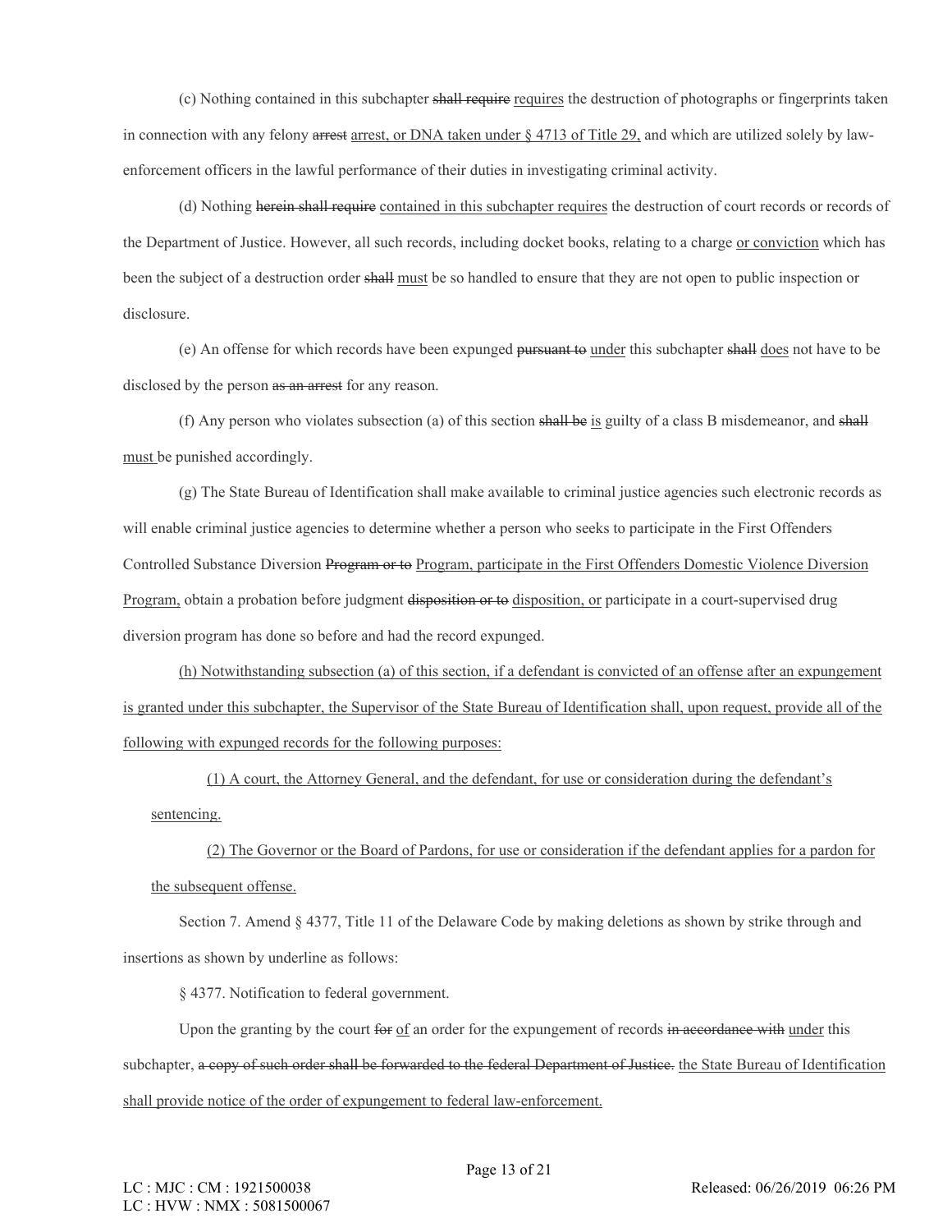(c) Nothing contained in this subchapter ~~shall require~~ <u>requires</u> the destruction of photographs or fingerprints taken in connection with any felony ~~arrest~~ <u>arrest, or DNA taken under § 4713 of Title 29,</u> and which are utilized solely by law-enforcement officers in the lawful performance of their duties in investigating criminal activity.

(d) Nothing ~~herein shall require~~ <u>contained in this subchapter requires</u> the destruction of court records or records of the Department of Justice. However, all such records, including docket books, relating to a charge <u>or conviction</u> which has been the subject of a destruction order ~~shall~~ <u>must</u> be so handled to ensure that they are not open to public inspection or disclosure.

(e) An offense for which records have been expunged ~~pursuant to~~ <u>under</u> this subchapter ~~shall~~ <u>does</u> not have to be disclosed by the person ~~as an arrest~~ for any reason.

(f) Any person who violates subsection (a) of this section ~~shall be~~ <u>is</u> guilty of a class B misdemeanor, and ~~shall~~ <u>must</u> be punished accordingly.

(g) The State Bureau of Identification shall make available to criminal justice agencies such electronic records as will enable criminal justice agencies to determine whether a person who seeks to participate in the First Offenders Controlled Substance Diversion ~~Program or to~~ <u>Program, participate in the First Offenders Domestic Violence Diversion Program,</u> obtain a probation before judgment ~~disposition or to~~ <u>disposition, or</u> participate in a court-supervised drug diversion program has done so before and had the record expunged.

<u>(h) Notwithstanding subsection (a) of this section, if a defendant is convicted of an offense after an expungement is granted under this subchapter, the Supervisor of the State Bureau of Identification shall, upon request, provide all of the following with expunged records for the following purposes:</u>

<u>(1) A court, the Attorney General, and the defendant, for use or consideration during the defendant's sentencing.</u>

<u>(2) The Governor or the Board of Pardons, for use or consideration if the defendant applies for a pardon for the subsequent offense.</u>

Section 7. Amend § 4377, Title 11 of the Delaware Code by making deletions as shown by strike through and insertions as shown by underline as follows:

§ 4377. Notification to federal government.

Upon the granting by the court ~~for~~ <u>of</u> an order for the expungement of records ~~in accordance with~~ <u>under</u> this subchapter, ~~a copy of such order shall be forwarded to the federal Department of Justice.~~ <u>the State Bureau of Identification shall provide notice of the order of expungement to federal law-enforcement.</u>

LC : MJC : CM : 1921500038
LC : HVW : NMX : 5081500067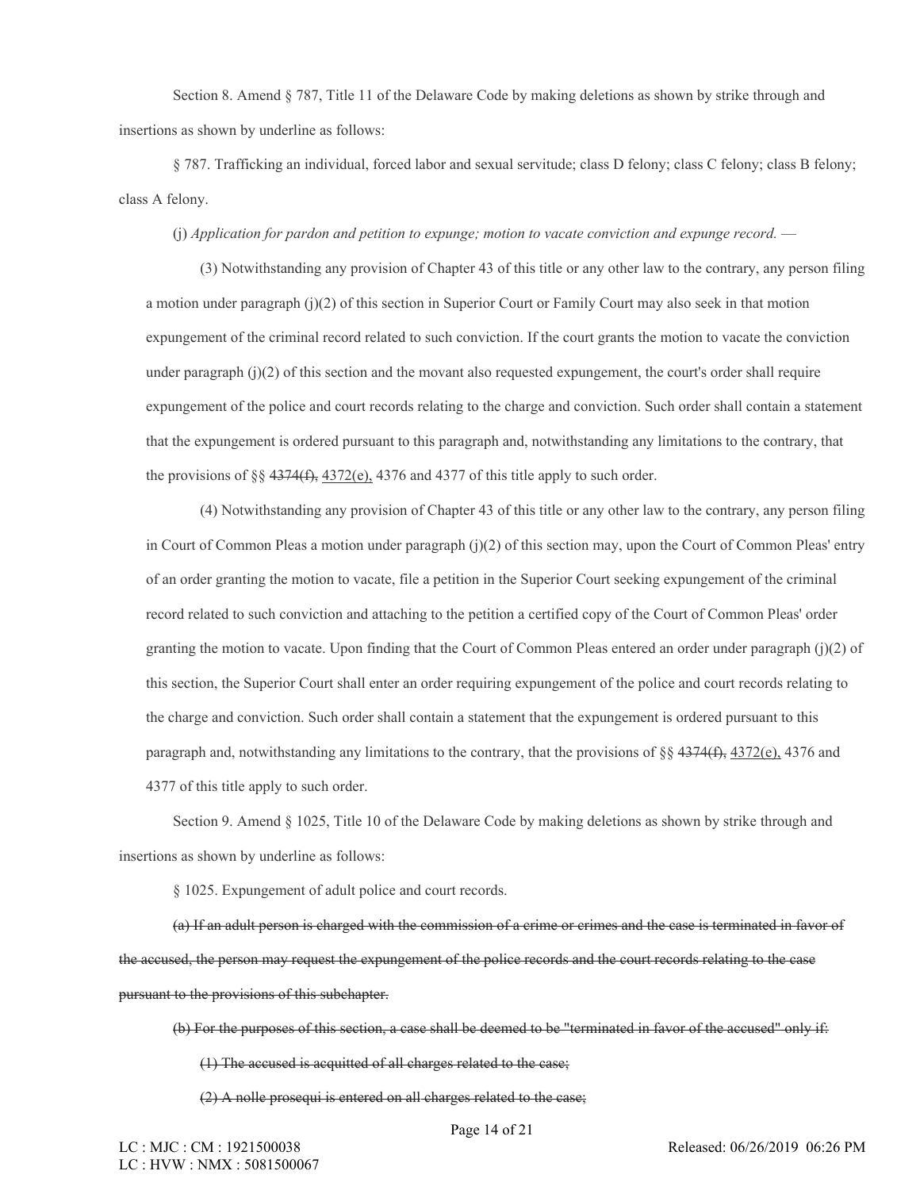Section 8. Amend § 787, Title 11 of the Delaware Code by making deletions as shown by strike through and insertions as shown by underline as follows:

§ 787. Trafficking an individual, forced labor and sexual servitude; class D felony; class C felony; class B felony; class A felony.

(j) *Application for pardon and petition to expunge; motion to vacate conviction and expunge record.* —

(3) Notwithstanding any provision of Chapter 43 of this title or any other law to the contrary, any person filing a motion under paragraph (j)(2) of this section in Superior Court or Family Court may also seek in that motion expungement of the criminal record related to such conviction. If the court grants the motion to vacate the conviction under paragraph (j)(2) of this section and the movant also requested expungement, the court's order shall require expungement of the police and court records relating to the charge and conviction. Such order shall contain a statement that the expungement is ordered pursuant to this paragraph and, notwithstanding any limitations to the contrary, that the provisions of §§ ~~4374(f),~~ <u>4372(e),</u> 4376 and 4377 of this title apply to such order.

(4) Notwithstanding any provision of Chapter 43 of this title or any other law to the contrary, any person filing in Court of Common Pleas a motion under paragraph (j)(2) of this section may, upon the Court of Common Pleas' entry of an order granting the motion to vacate, file a petition in the Superior Court seeking expungement of the criminal record related to such conviction and attaching to the petition a certified copy of the Court of Common Pleas' order granting the motion to vacate. Upon finding that the Court of Common Pleas entered an order under paragraph (j)(2) of this section, the Superior Court shall enter an order requiring expungement of the police and court records relating to the charge and conviction. Such order shall contain a statement that the expungement is ordered pursuant to this paragraph and, notwithstanding any limitations to the contrary, that the provisions of §§ ~~4374(f),~~ <u>4372(e),</u> 4376 and 4377 of this title apply to such order.

Section 9. Amend § 1025, Title 10 of the Delaware Code by making deletions as shown by strike through and insertions as shown by underline as follows:

§ 1025. Expungement of adult police and court records.

~~(a) If an adult person is charged with the commission of a crime or crimes and the case is terminated in favor of the accused, the person may request the expungement of the police records and the court records relating to the case pursuant to the provisions of this subchapter.~~

~~(b) For the purposes of this section, a case shall be deemed to be "terminated in favor of the accused" only if:~~

~~(1) The accused is acquitted of all charges related to the case;~~

~~(2) A nolle prosequi is entered on all charges related to the case;~~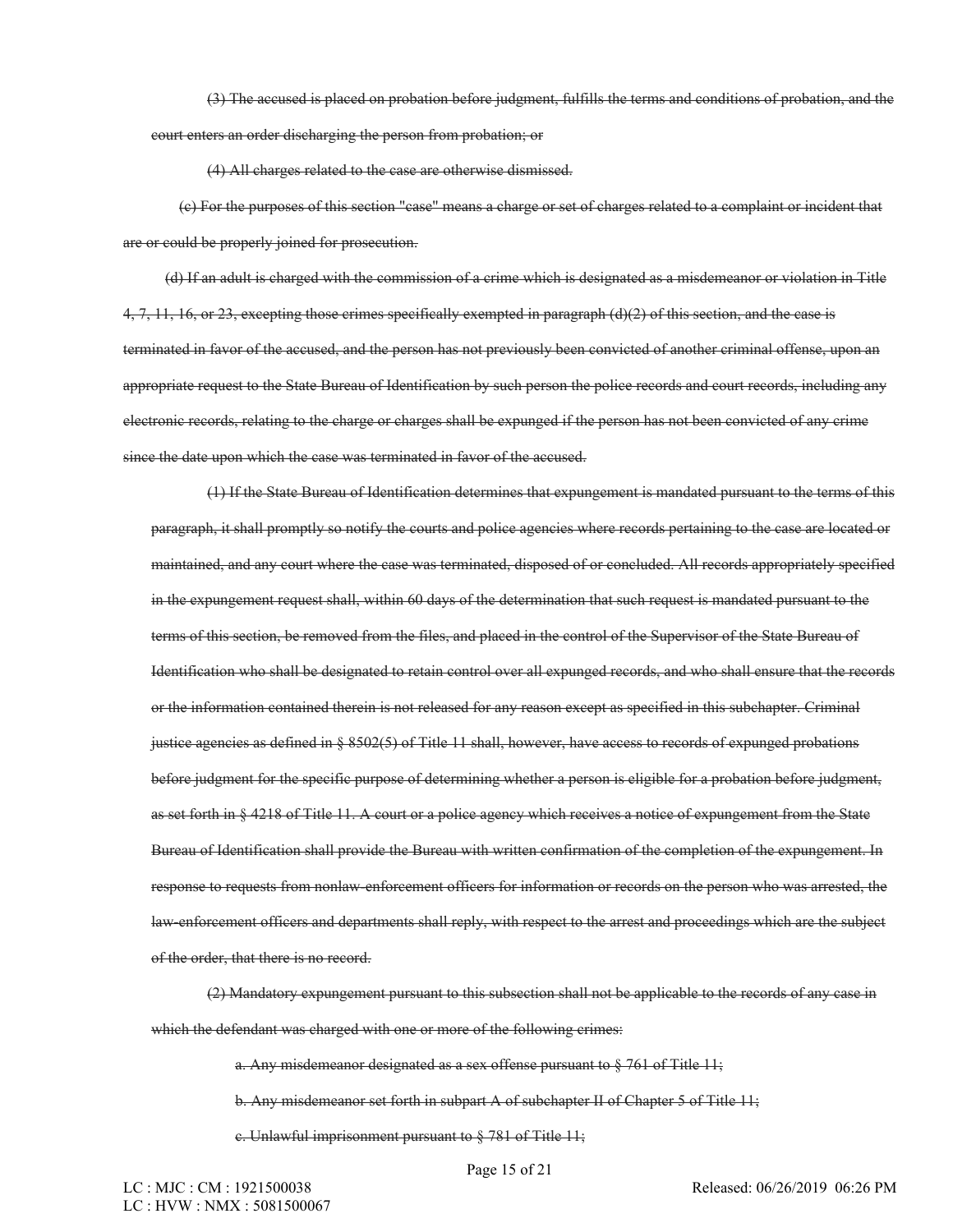~~(3) The accused is placed on probation before judgment, fulfills the terms and conditions of probation, and the court enters an order discharging the person from probation; or~~

~~(4) All charges related to the case are otherwise dismissed.~~

~~(c) For the purposes of this section "case" means a charge or set of charges related to a complaint or incident that are or could be properly joined for prosecution.~~

~~(d) If an adult is charged with the commission of a crime which is designated as a misdemeanor or violation in Title 4, 7, 11, 16, or 23, excepting those crimes specifically exempted in paragraph (d)(2) of this section, and the case is terminated in favor of the accused, and the person has not previously been convicted of another criminal offense, upon an appropriate request to the State Bureau of Identification by such person the police records and court records, including any electronic records, relating to the charge or charges shall be expunged if the person has not been convicted of any crime since the date upon which the case was terminated in favor of the accused.~~

~~(1) If the State Bureau of Identification determines that expungement is mandated pursuant to the terms of this paragraph, it shall promptly so notify the courts and police agencies where records pertaining to the case are located or maintained, and any court where the case was terminated, disposed of or concluded. All records appropriately specified in the expungement request shall, within 60 days of the determination that such request is mandated pursuant to the terms of this section, be removed from the files, and placed in the control of the Supervisor of the State Bureau of Identification who shall be designated to retain control over all expunged records, and who shall ensure that the records or the information contained therein is not released for any reason except as specified in this subchapter. Criminal justice agencies as defined in § 8502(5) of Title 11 shall, however, have access to records of expunged probations before judgment for the specific purpose of determining whether a person is eligible for a probation before judgment, as set forth in § 4218 of Title 11. A court or a police agency which receives a notice of expungement from the State Bureau of Identification shall provide the Bureau with written confirmation of the completion of the expungement. In response to requests from nonlaw-enforcement officers for information or records on the person who was arrested, the law-enforcement officers and departments shall reply, with respect to the arrest and proceedings which are the subject of the order, that there is no record.~~

~~(2) Mandatory expungement pursuant to this subsection shall not be applicable to the records of any case in which the defendant was charged with one or more of the following crimes:~~

~~a. Any misdemeanor designated as a sex offense pursuant to § 761 of Title 11;~~

~~b. Any misdemeanor set forth in subpart A of subchapter II of Chapter 5 of Title 11;~~

~~c. Unlawful imprisonment pursuant to § 781 of Title 11;~~

LC : MJC : CM : 1921500038
LC : HVW : NMX : 5081500067
Released: 06/26/2019 06:26 PM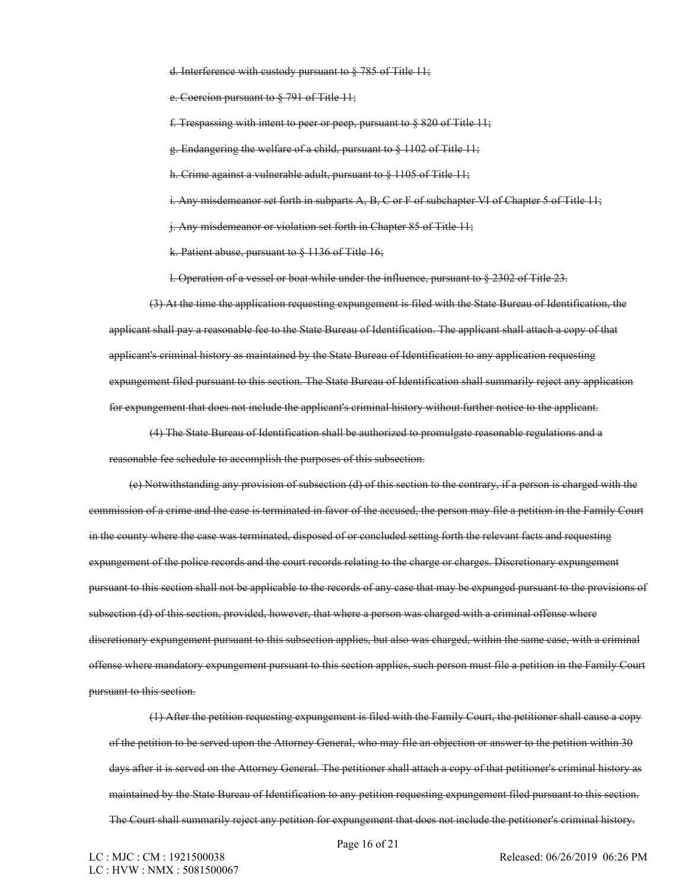~~d. Interference with custody pursuant to § 785 of Title 11;~~

~~e. Coercion pursuant to § 791 of Title 11;~~

~~f. Trespassing with intent to peer or peep, pursuant to § 820 of Title 11;~~

~~g. Endangering the welfare of a child, pursuant to § 1102 of Title 11;~~

~~h. Crime against a vulnerable adult, pursuant to § 1105 of Title 11;~~

~~i. Any misdemeanor set forth in subparts A, B, C or F of subchapter VI of Chapter 5 of Title 11;~~

~~j. Any misdemeanor or violation set forth in Chapter 85 of Title 11;~~

~~k. Patient abuse, pursuant to § 1136 of Title 16;~~

~~l. Operation of a vessel or boat while under the influence, pursuant to § 2302 of Title 23.~~

~~(3) At the time the application requesting expungement is filed with the State Bureau of Identification, the applicant shall pay a reasonable fee to the State Bureau of Identification. The applicant shall attach a copy of that applicant's criminal history as maintained by the State Bureau of Identification to any application requesting expungement filed pursuant to this section. The State Bureau of Identification shall summarily reject any application for expungement that does not include the applicant's criminal history without further notice to the applicant.~~

~~(4) The State Bureau of Identification shall be authorized to promulgate reasonable regulations and a reasonable fee schedule to accomplish the purposes of this subsection.~~

~~(e) Notwithstanding any provision of subsection (d) of this section to the contrary, if a person is charged with the commission of a crime and the case is terminated in favor of the accused, the person may file a petition in the Family Court in the county where the case was terminated, disposed of or concluded setting forth the relevant facts and requesting expungement of the police records and the court records relating to the charge or charges. Discretionary expungement pursuant to this section shall not be applicable to the records of any case that may be expunged pursuant to the provisions of subsection (d) of this section, provided, however, that where a person was charged with a criminal offense where discretionary expungement pursuant to this subsection applies, but also was charged, within the same case, with a criminal offense where mandatory expungement pursuant to this section applies, such person must file a petition in the Family Court pursuant to this section.~~

~~(1) After the petition requesting expungement is filed with the Family Court, the petitioner shall cause a copy of the petition to be served upon the Attorney General, who may file an objection or answer to the petition within 30 days after it is served on the Attorney General. The petitioner shall attach a copy of that petitioner's criminal history as maintained by the State Bureau of Identification to any petition requesting expungement filed pursuant to this section. The Court shall summarily reject any petition for expungement that does not include the petitioner's criminal history.~~

LC : MJC : CM : 1921500038
LC : HVW : NMX : 5081500067
Released: 06/26/2019 06:26 PM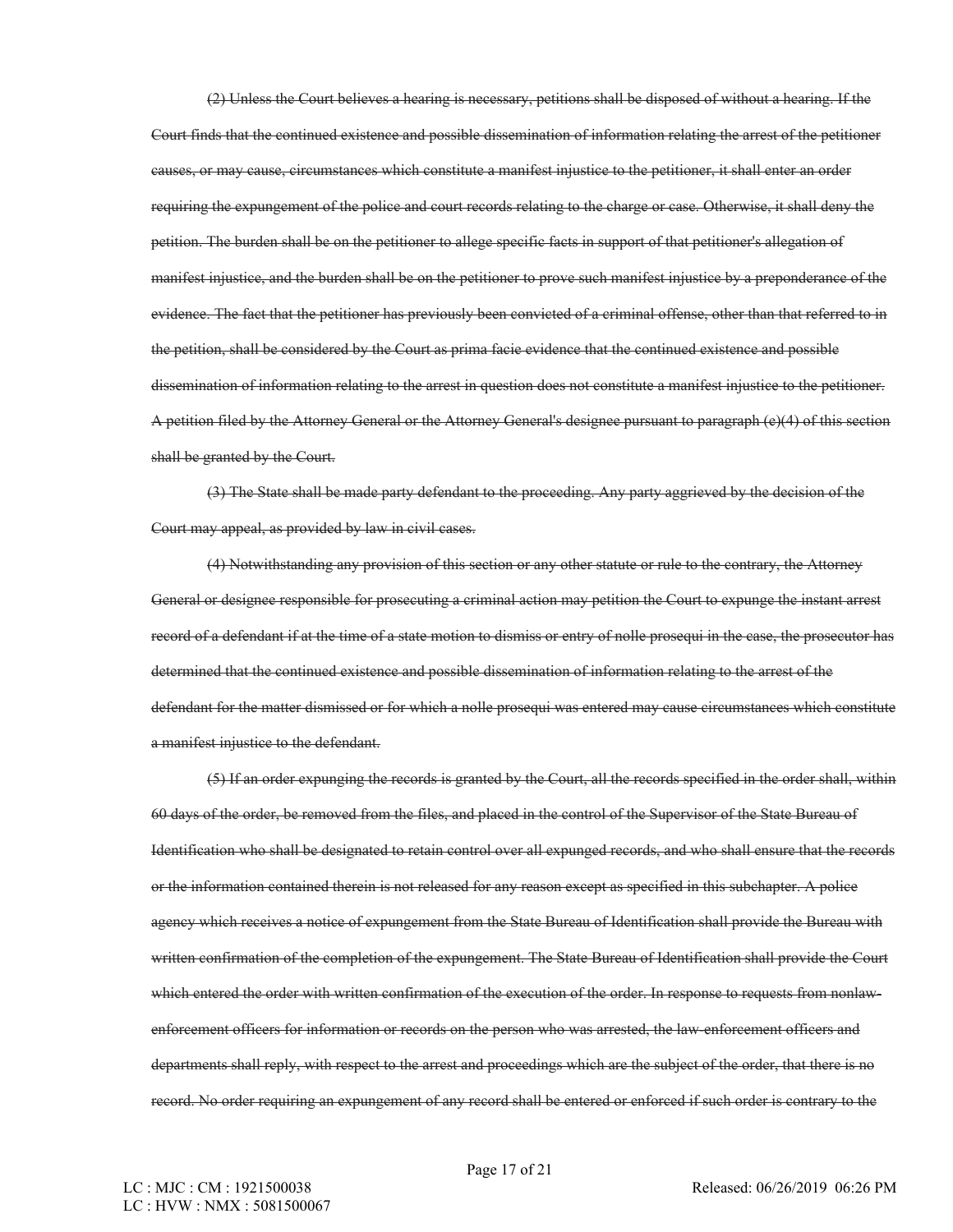~~(2) Unless the Court believes a hearing is necessary, petitions shall be disposed of without a hearing. If the Court finds that the continued existence and possible dissemination of information relating the arrest of the petitioner causes, or may cause, circumstances which constitute a manifest injustice to the petitioner, it shall enter an order requiring the expungement of the police and court records relating to the charge or case. Otherwise, it shall deny the petition. The burden shall be on the petitioner to allege specific facts in support of that petitioner's allegation of manifest injustice, and the burden shall be on the petitioner to prove such manifest injustice by a preponderance of the evidence. The fact that the petitioner has previously been convicted of a criminal offense, other than that referred to in the petition, shall be considered by the Court as prima facie evidence that the continued existence and possible dissemination of information relating to the arrest in question does not constitute a manifest injustice to the petitioner. A petition filed by the Attorney General or the Attorney General's designee pursuant to paragraph (e)(4) of this section shall be granted by the Court.~~

~~(3) The State shall be made party defendant to the proceeding. Any party aggrieved by the decision of the Court may appeal, as provided by law in civil cases.~~

~~(4) Notwithstanding any provision of this section or any other statute or rule to the contrary, the Attorney General or designee responsible for prosecuting a criminal action may petition the Court to expunge the instant arrest record of a defendant if at the time of a state motion to dismiss or entry of nolle prosequi in the case, the prosecutor has determined that the continued existence and possible dissemination of information relating to the arrest of the defendant for the matter dismissed or for which a nolle prosequi was entered may cause circumstances which constitute a manifest injustice to the defendant.~~

~~(5) If an order expunging the records is granted by the Court, all the records specified in the order shall, within 60 days of the order, be removed from the files, and placed in the control of the Supervisor of the State Bureau of Identification who shall be designated to retain control over all expunged records, and who shall ensure that the records or the information contained therein is not released for any reason except as specified in this subchapter. A police agency which receives a notice of expungement from the State Bureau of Identification shall provide the Bureau with written confirmation of the completion of the expungement. The State Bureau of Identification shall provide the Court which entered the order with written confirmation of the execution of the order. In response to requests from nonlaw-enforcement officers for information or records on the person who was arrested, the law-enforcement officers and departments shall reply, with respect to the arrest and proceedings which are the subject of the order, that there is no record. No order requiring an expungement of any record shall be entered or enforced if such order is contrary to the~~

LC : MJC : CM : 1921500038
LC : HVW : NMX : 5081500067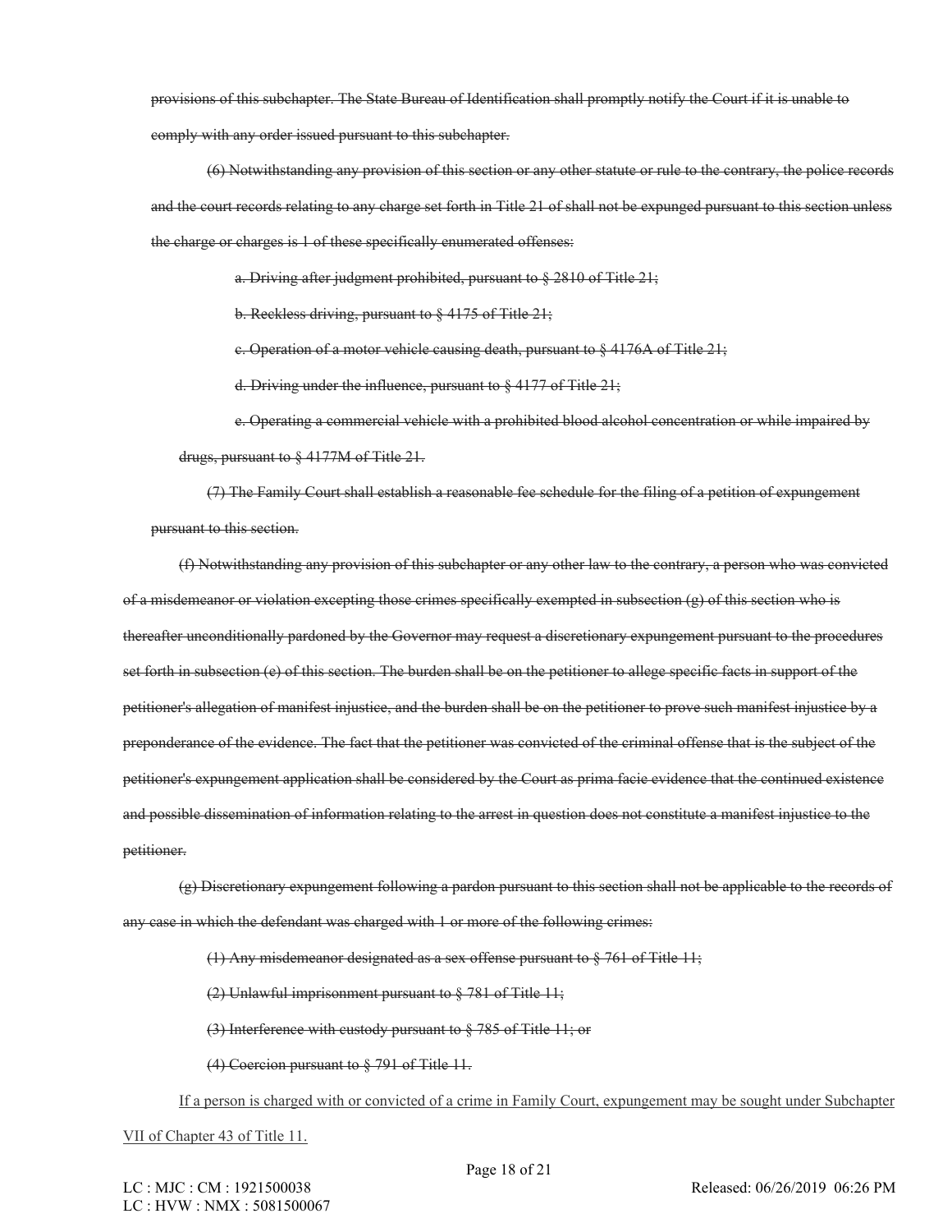~~provisions of this subchapter. The State Bureau of Identification shall promptly notify the Court if it is unable to comply with any order issued pursuant to this subchapter.~~

~~(6) Notwithstanding any provision of this section or any other statute or rule to the contrary, the police records and the court records relating to any charge set forth in Title 21 of shall not be expunged pursuant to this section unless the charge or charges is 1 of these specifically enumerated offenses:~~

~~a. Driving after judgment prohibited, pursuant to § 2810 of Title 21;~~

~~b. Reckless driving, pursuant to § 4175 of Title 21;~~

~~c. Operation of a motor vehicle causing death, pursuant to § 4176A of Title 21;~~

~~d. Driving under the influence, pursuant to § 4177 of Title 21;~~

~~e. Operating a commercial vehicle with a prohibited blood alcohol concentration or while impaired by drugs, pursuant to § 4177M of Title 21.~~

~~(7) The Family Court shall establish a reasonable fee schedule for the filing of a petition of expungement pursuant to this section.~~

~~(f) Notwithstanding any provision of this subchapter or any other law to the contrary, a person who was convicted of a misdemeanor or violation excepting those crimes specifically exempted in subsection (g) of this section who is thereafter unconditionally pardoned by the Governor may request a discretionary expungement pursuant to the procedures set forth in subsection (e) of this section. The burden shall be on the petitioner to allege specific facts in support of the petitioner's allegation of manifest injustice, and the burden shall be on the petitioner to prove such manifest injustice by a preponderance of the evidence. The fact that the petitioner was convicted of the criminal offense that is the subject of the petitioner's expungement application shall be considered by the Court as prima facie evidence that the continued existence and possible dissemination of information relating to the arrest in question does not constitute a manifest injustice to the petitioner.~~

~~(g) Discretionary expungement following a pardon pursuant to this section shall not be applicable to the records of any case in which the defendant was charged with 1 or more of the following crimes:~~

~~(1) Any misdemeanor designated as a sex offense pursuant to § 761 of Title 11;~~

~~(2) Unlawful imprisonment pursuant to § 781 of Title 11;~~

~~(3) Interference with custody pursuant to § 785 of Title 11; or~~

~~(4) Coercion pursuant to § 791 of Title 11.~~

<u>If a person is charged with or convicted of a crime in Family Court, expungement may be sought under Subchapter VII of Chapter 43 of Title 11.</u>

LC : MJC : CM : 1921500038
LC : HVW : NMX : 5081500067
Released: 06/26/2019 06:26 PM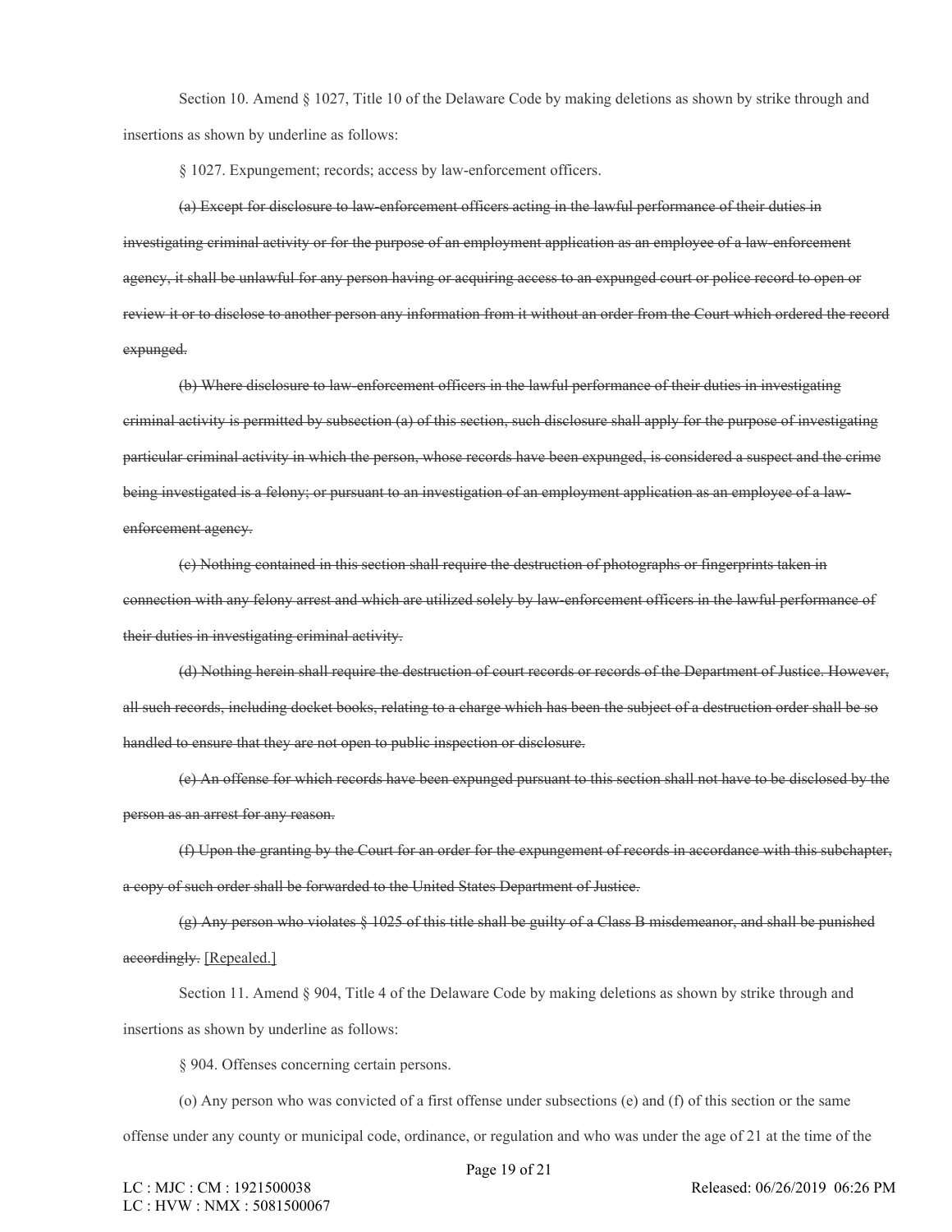Section 10. Amend § 1027, Title 10 of the Delaware Code by making deletions as shown by strike through and insertions as shown by underline as follows:

§ 1027. Expungement; records; access by law-enforcement officers.

~~(a) Except for disclosure to law-enforcement officers acting in the lawful performance of their duties in investigating criminal activity or for the purpose of an employment application as an employee of a law-enforcement agency, it shall be unlawful for any person having or acquiring access to an expunged court or police record to open or review it or to disclose to another person any information from it without an order from the Court which ordered the record expunged.~~

~~(b) Where disclosure to law-enforcement officers in the lawful performance of their duties in investigating criminal activity is permitted by subsection (a) of this section, such disclosure shall apply for the purpose of investigating particular criminal activity in which the person, whose records have been expunged, is considered a suspect and the crime being investigated is a felony; or pursuant to an investigation of an employment application as an employee of a law-enforcement agency.~~

~~(c) Nothing contained in this section shall require the destruction of photographs or fingerprints taken in connection with any felony arrest and which are utilized solely by law-enforcement officers in the lawful performance of their duties in investigating criminal activity.~~

~~(d) Nothing herein shall require the destruction of court records or records of the Department of Justice. However, all such records, including docket books, relating to a charge which has been the subject of a destruction order shall be so handled to ensure that they are not open to public inspection or disclosure.~~

~~(e) An offense for which records have been expunged pursuant to this section shall not have to be disclosed by the person as an arrest for any reason.~~

~~(f) Upon the granting by the Court for an order for the expungement of records in accordance with this subchapter, a copy of such order shall be forwarded to the United States Department of Justice.~~

~~(g) Any person who violates § 1025 of this title shall be guilty of a Class B misdemeanor, and shall be punished accordingly.~~ <u>[Repealed.]</u>

Section 11. Amend § 904, Title 4 of the Delaware Code by making deletions as shown by strike through and insertions as shown by underline as follows:

§ 904. Offenses concerning certain persons.

(o) Any person who was convicted of a first offense under subsections (e) and (f) of this section or the same offense under any county or municipal code, ordinance, or regulation and who was under the age of 21 at the time of the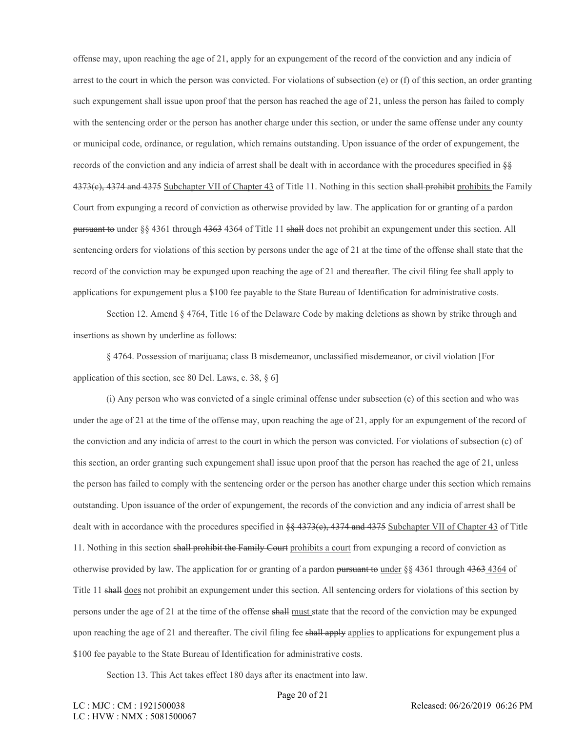offense may, upon reaching the age of 21, apply for an expungement of the record of the conviction and any indicia of arrest to the court in which the person was convicted. For violations of subsection (e) or (f) of this section, an order granting such expungement shall issue upon proof that the person has reached the age of 21, unless the person has failed to comply with the sentencing order or the person has another charge under this section, or under the same offense under any county or municipal code, ordinance, or regulation, which remains outstanding. Upon issuance of the order of expungement, the records of the conviction and any indicia of arrest shall be dealt with in accordance with the procedures specified in ~~§§ 4373(e), 4374 and 4375~~ <u>Subchapter VII of Chapter 43</u> of Title 11. Nothing in this section ~~shall prohibit~~ <u>prohibits</u> the Family Court from expunging a record of conviction as otherwise provided by law. The application for or granting of a pardon ~~pursuant to~~ <u>under</u> §§ 4361 through ~~4363~~ <u>4364</u> of Title 11 ~~shall~~ <u>does</u> not prohibit an expungement under this section. All sentencing orders for violations of this section by persons under the age of 21 at the time of the offense shall state that the record of the conviction may be expunged upon reaching the age of 21 and thereafter. The civil filing fee shall apply to applications for expungement plus a $100 fee payable to the State Bureau of Identification for administrative costs.

Section 12. Amend § 4764, Title 16 of the Delaware Code by making deletions as shown by strike through and insertions as shown by underline as follows:

§ 4764. Possession of marijuana; class B misdemeanor, unclassified misdemeanor, or civil violation [For application of this section, see 80 Del. Laws, c. 38, § 6]

(i) Any person who was convicted of a single criminal offense under subsection (c) of this section and who was under the age of 21 at the time of the offense may, upon reaching the age of 21, apply for an expungement of the record of the conviction and any indicia of arrest to the court in which the person was convicted. For violations of subsection (c) of this section, an order granting such expungement shall issue upon proof that the person has reached the age of 21, unless the person has failed to comply with the sentencing order or the person has another charge under this section which remains outstanding. Upon issuance of the order of expungement, the records of the conviction and any indicia of arrest shall be dealt with in accordance with the procedures specified in ~~§§ 4373(e), 4374 and 4375~~ <u>Subchapter VII of Chapter 43</u> of Title 11. Nothing in this section ~~shall prohibit the Family Court~~ <u>prohibits a court</u> from expunging a record of conviction as otherwise provided by law. The application for or granting of a pardon ~~pursuant to~~ <u>under</u> §§ 4361 through ~~4363~~ <u>4364</u> of Title 11 ~~shall~~ <u>does</u> not prohibit an expungement under this section. All sentencing orders for violations of this section by persons under the age of 21 at the time of the offense ~~shall~~ <u>must</u> state that the record of the conviction may be expunged upon reaching the age of 21 and thereafter. The civil filing fee ~~shall apply~~ <u>applies</u> to applications for expungement plus a $100 fee payable to the State Bureau of Identification for administrative costs.

Section 13. This Act takes effect 180 days after its enactment into law.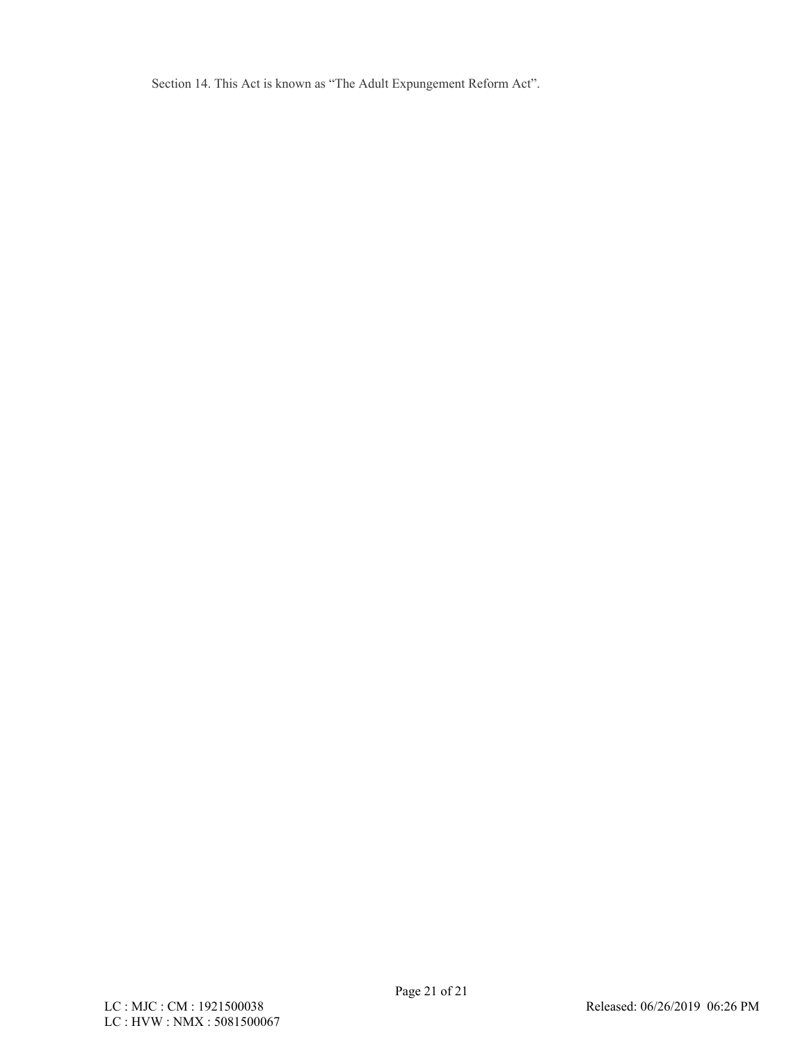Section 14. This Act is known as "The Adult Expungement Reform Act".

LC : MJC : CM : 1921500038
LC : HVW : NMX : 5081500067

Released: 06/26/2019 06:26 PM